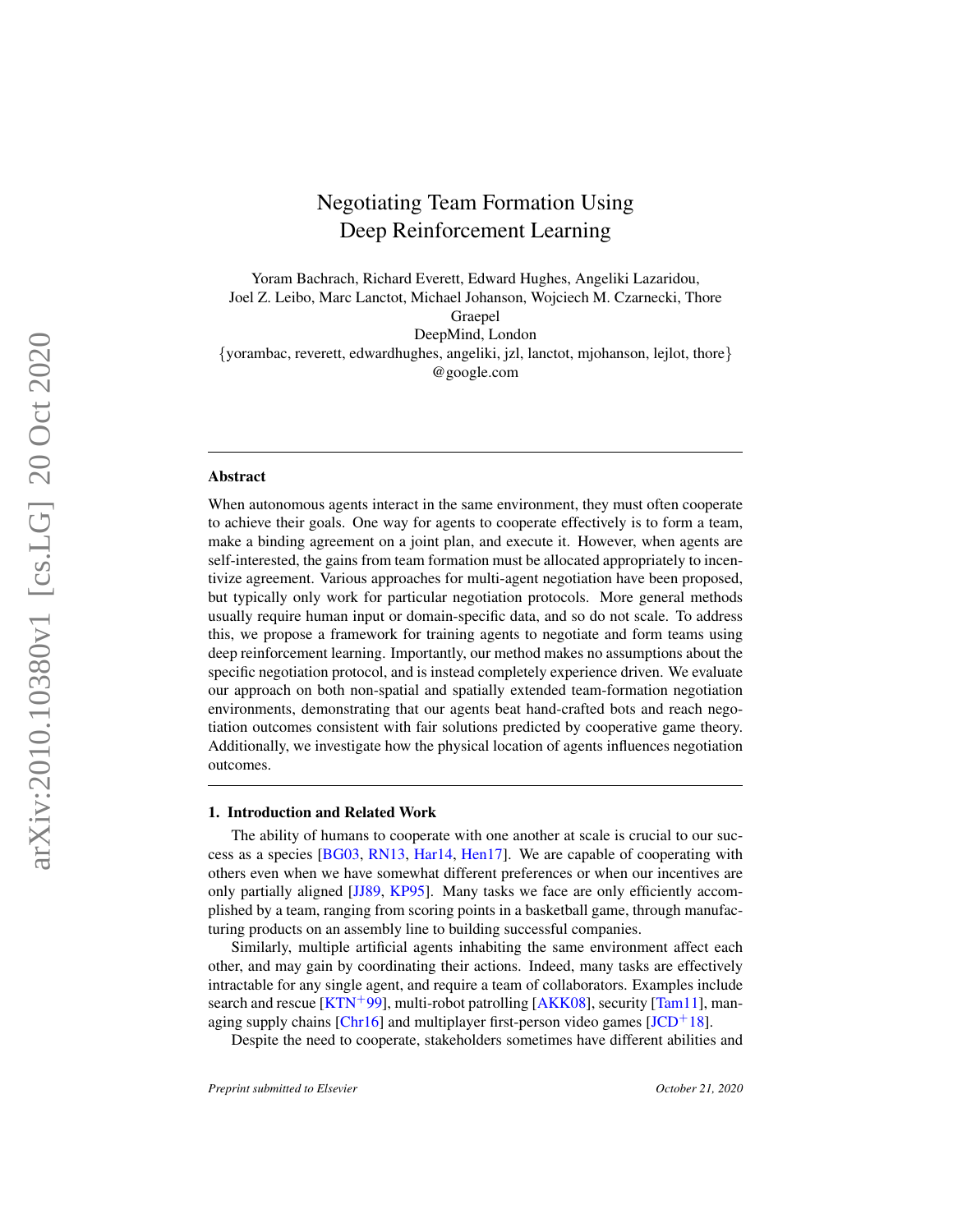# Negotiating Team Formation Using Deep Reinforcement Learning

Yoram Bachrach, Richard Everett, Edward Hughes, Angeliki Lazaridou, Joel Z. Leibo, Marc Lanctot, Michael Johanson, Wojciech M. Czarnecki, Thore Graepel

DeepMind, London

{yorambac, reverett, edwardhughes, angeliki, jzl, lanctot, mjohanson, lejlot, thore}@google.com

## Abstract

When autonomous agents interact in the same environment, they must often cooperate to achieve their goals. One way for agents to cooperate effectively is to form a team, make a binding agreement on a joint plan, and execute it. However, when agents are self-interested, the gains from team formation must be allocated appropriately to incentivize agreement. Various approaches for multi-agent negotiation have been proposed, but typically only work for particular negotiation protocols. More general methods usually require human input or domain-specific data, and so do not scale. To address this, we propose a framework for training agents to negotiate and form teams using deep reinforcement learning. Importantly, our method makes no assumptions about the specific negotiation protocol, and is instead completely experience driven. We evaluate our approach on both non-spatial and spatially extended team-formation negotiation environments, demonstrating that our agents beat hand-crafted bots and reach negotiation outcomes consistent with fair solutions predicted by cooperative game theory. Additionally, we investigate how the physical location of agents influences negotiation outcomes.

## 1. Introduction and Related Work

The ability of humans to cooperate with one another at scale is crucial to our success as a species [BG03, RN13, Har14, Hen17]. We are capable of cooperating with others even when we have somewhat different preferences or when our incentives are only partially aligned [JJ89, KP95]. Many tasks we face are only efficiently accomplished by a team, ranging from scoring points in a basketball game, through manufacturing products on an assembly line to building successful companies.

Similarly, multiple artificial agents inhabiting the same environment affect each other, and may gain by coordinating their actions. Indeed, many tasks are effectively intractable for any single agent, and require a team of collaborators. Examples include search and rescue [KTN+99], multi-robot patrolling [AKK08], security [Tam11], managing supply chains [Chr16] and multiplayer first-person video games [JCD+18].

Despite the need to cooperate, stakeholders sometimes have different abilities and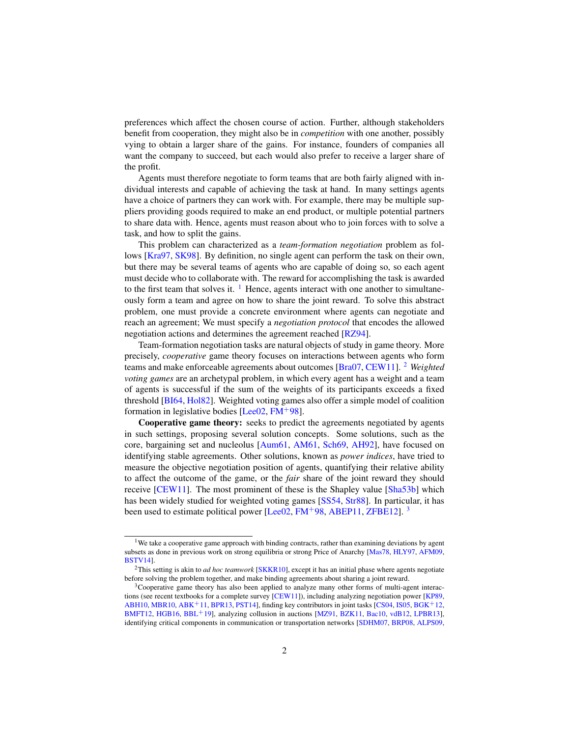preferences which affect the chosen course of action. Further, although stakeholders benefit from cooperation, they might also be in *competition* with one another, possibly vying to obtain a larger share of the gains. For instance, founders of companies all want the company to succeed, but each would also prefer to receive a larger share of the profit.

Agents must therefore negotiate to form teams that are both fairly aligned with individual interests and capable of achieving the task at hand. In many settings agents have a choice of partners they can work with. For example, there may be multiple suppliers providing goods required to make an end product, or multiple potential partners to share data with. Hence, agents must reason about who to join forces with to solve a task, and how to split the gains.

This problem can characterized as a *team-formation negotiation* problem as follows [Kra97, SK98]. By definition, no single agent can perform the task on their own, but there may be several teams of agents who are capable of doing so, so each agent must decide who to collaborate with. The reward for accomplishing the task is awarded to the first team that solves it. [1] Hence, agents interact with one another to simultaneously form a team and agree on how to share the joint reward. To solve this abstract problem, one must provide a concrete environment where agents can negotiate and reach an agreement; We must specify a *negotiation protocol* that encodes the allowed negotiation actions and determines the agreement reached [RZ94].

Team-formation negotiation tasks are natural objects of study in game theory. More precisely, *cooperative* game theory focuses on interactions between agents who form teams and make enforceable agreements about outcomes [Bra07, CEW11]. [2] *Weighted voting games* are an archetypal problem, in which every agent has a weight and a team of agents is successful if the sum of the weights of its participants exceeds a fixed threshold [BI64, Hol82]. Weighted voting games also offer a simple model of coalition formation in legislative bodies [Lee02, FM+98].

**Cooperative game theory:** seeks to predict the agreements negotiated by agents in such settings, proposing several solution concepts. Some solutions, such as the core, bargaining set and nucleolus [Aum61, AM61, Sch69, AH92], have focused on identifying stable agreements. Other solutions, known as *power indices*, have tried to measure the objective negotiation position of agents, quantifying their relative ability to affect the outcome of the game, or the *fair* share of the joint reward they should receive [CEW11]. The most prominent of these is the Shapley value [Sha53b] which has been widely studied for weighted voting games [SS54, Str88]. In particular, it has been used to estimate political power [Lee02, FM+98, ABEP11, ZFBE12]. [3]

---

[1] We take a cooperative game approach with binding contracts, rather than examining deviations by agent subsets as done in previous work on strong equilibria or strong Price of Anarchy [Mas78, HLY97, AFM09, BSTV14].

[2] This setting is akin to *ad hoc teamwork* [SKKR10], except it has an initial phase where agents negotiate before solving the problem together, and make binding agreements about sharing a joint reward.

[3] Cooperative game theory has also been applied to analyze many other forms of multi-agent interactions (see recent textbooks for a complete survey [CEW11]), including analyzing negotiation power [KP89, ABH10, MBR10, ABK+11, BPR13, PST14], finding key contributors in joint tasks [CS04, IS05, BGK+12, BMFT12, HGB16, BBL+19], analyzing collusion in auctions [MZ91, BZK11, Bac10, vdB12, LPBR13], identifying critical components in communication or transportation networks [SDHM07, BRP08, ALPS09,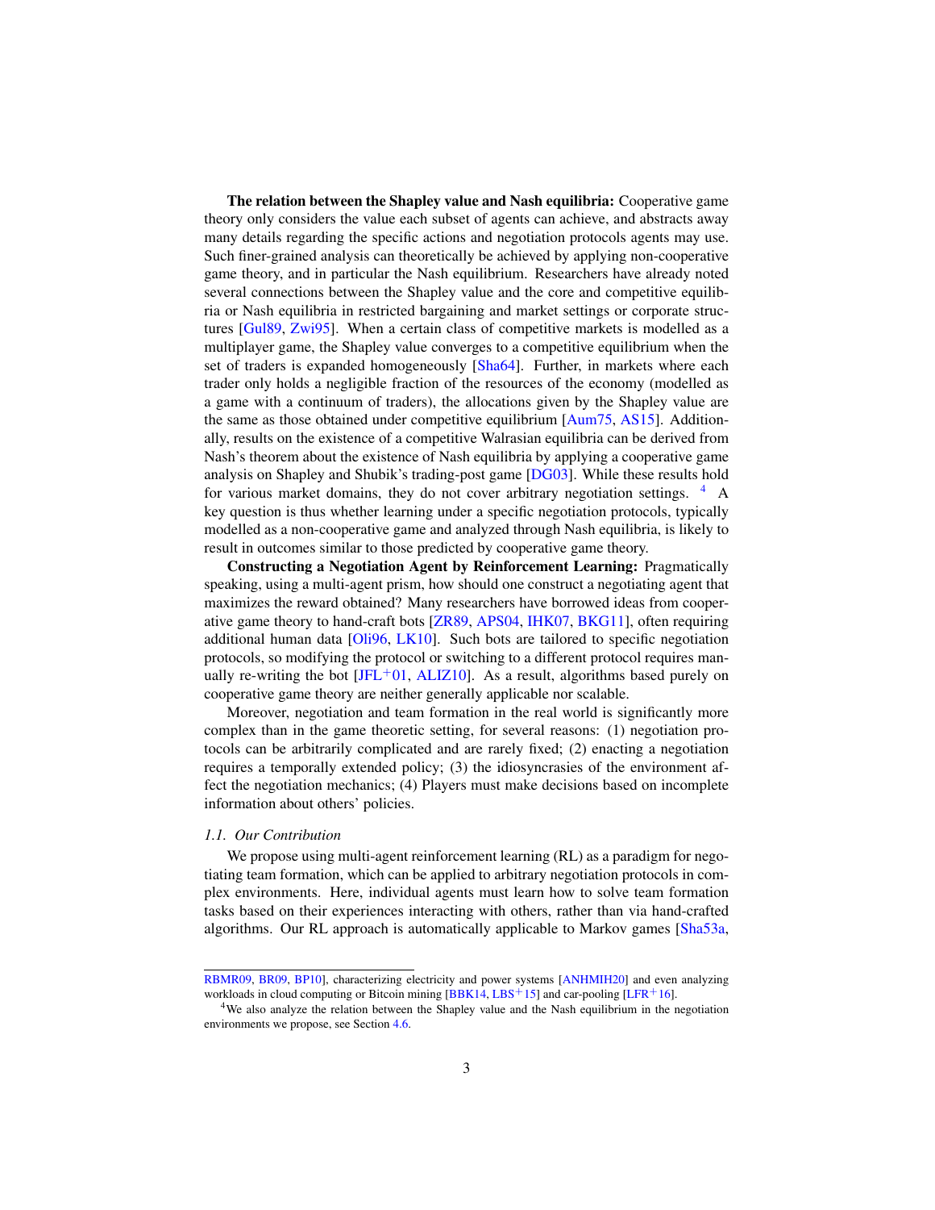**The relation between the Shapley value and Nash equilibria:** Cooperative game theory only considers the value each subset of agents can achieve, and abstracts away many details regarding the specific actions and negotiation protocols agents may use. Such finer-grained analysis can theoretically be achieved by applying non-cooperative game theory, and in particular the Nash equilibrium. Researchers have already noted several connections between the Shapley value and the core and competitive equilibria or Nash equilibria in restricted bargaining and market settings or corporate structures [Gul89, Zwi95]. When a certain class of competitive markets is modelled as a multiplayer game, the Shapley value converges to a competitive equilibrium when the set of traders is expanded homogeneously [Sha64]. Further, in markets where each trader only holds a negligible fraction of the resources of the economy (modelled as a game with a continuum of traders), the allocations given by the Shapley value are the same as those obtained under competitive equilibrium [Aum75, AS15]. Additionally, results on the existence of a competitive Walrasian equilibria can be derived from Nash's theorem about the existence of Nash equilibria by applying a cooperative game analysis on Shapley and Shubik's trading-post game [DG03]. While these results hold for various market domains, they do not cover arbitrary negotiation settings. [4] A key question is thus whether learning under a specific negotiation protocols, typically modelled as a non-cooperative game and analyzed through Nash equilibria, is likely to result in outcomes similar to those predicted by cooperative game theory.

**Constructing a Negotiation Agent by Reinforcement Learning:** Pragmatically speaking, using a multi-agent prism, how should one construct a negotiating agent that maximizes the reward obtained? Many researchers have borrowed ideas from cooperative game theory to hand-craft bots [ZR89, APS04, IHK07, BKG11], often requiring additional human data [Oli96, LK10]. Such bots are tailored to specific negotiation protocols, so modifying the protocol or switching to a different protocol requires manually re-writing the bot [JFL+01, ALIZ10]. As a result, algorithms based purely on cooperative game theory are neither generally applicable nor scalable.

Moreover, negotiation and team formation in the real world is significantly more complex than in the game theoretic setting, for several reasons: (1) negotiation protocols can be arbitrarily complicated and are rarely fixed; (2) enacting a negotiation requires a temporally extended policy; (3) the idiosyncrasies of the environment affect the negotiation mechanics; (4) Players must make decisions based on incomplete information about others' policies.

### *1.1. Our Contribution*

We propose using multi-agent reinforcement learning (RL) as a paradigm for negotiating team formation, which can be applied to arbitrary negotiation protocols in complex environments. Here, individual agents must learn how to solve team formation tasks based on their experiences interacting with others, rather than via hand-crafted algorithms. Our RL approach is automatically applicable to Markov games [Sha53a,

---

RBMR09, BR09, BP10], characterizing electricity and power systems [ANHMIH20] and even analyzing workloads in cloud computing or Bitcoin mining [BBK14, LBS+15] and car-pooling [LFR+16].

[4] We also analyze the relation between the Shapley value and the Nash equilibrium in the negotiation environments we propose, see Section 4.6.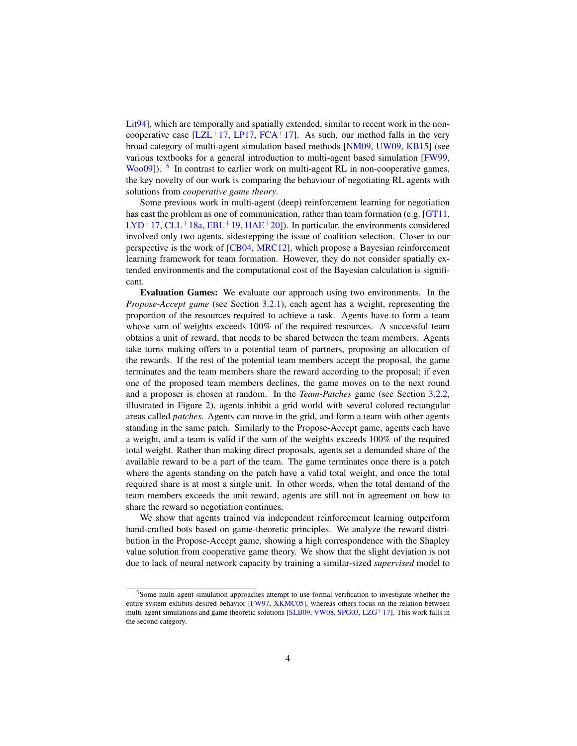Lit94], which are temporally and spatially extended, similar to recent work in the non-cooperative case [LZL+17, LP17, FCA+17]. As such, our method falls in the very broad category of multi-agent simulation based methods [NM09, UW09, KB15] (see various textbooks for a general introduction to multi-agent based simulation [FW99, Woo09]). [5] In contrast to earlier work on multi-agent RL in non-cooperative games, the key novelty of our work is comparing the behaviour of negotiating RL agents with solutions from *cooperative game theory*.

Some previous work in multi-agent (deep) reinforcement learning for negotiation has cast the problem as one of communication, rather than team formation (e.g. [GT11, LYD+17, CLL+18a, EBL+19, HAE+20]). In particular, the environments considered involved only two agents, sidestepping the issue of coalition selection. Closer to our perspective is the work of [CB04, MRC12], which propose a Bayesian reinforcement learning framework for team formation. However, they do not consider spatially extended environments and the computational cost of the Bayesian calculation is significant.

**Evaluation Games:** We evaluate our approach using two environments. In the *Propose-Accept game* (see Section 3.2.1), each agent has a weight, representing the proportion of the resources required to achieve a task. Agents have to form a team whose sum of weights exceeds 100% of the required resources. A successful team obtains a unit of reward, that needs to be shared between the team members. Agents take turns making offers to a potential team of partners, proposing an allocation of the rewards. If the rest of the potential team members accept the proposal, the game terminates and the team members share the reward according to the proposal; if even one of the proposed team members declines, the game moves on to the next round and a proposer is chosen at random. In the *Team-Patches* game (see Section 3.2.2, illustrated in Figure 2), agents inhibit a grid world with several colored rectangular areas called *patches*. Agents can move in the grid, and form a team with other agents standing in the same patch. Similarly to the Propose-Accept game, agents each have a weight, and a team is valid if the sum of the weights exceeds 100% of the required total weight. Rather than making direct proposals, agents set a demanded share of the available reward to be a part of the team. The game terminates once there is a patch where the agents standing on the patch have a valid total weight, and once the total required share is at most a single unit. In other words, when the total demand of the team members exceeds the unit reward, agents are still not in agreement on how to share the reward so negotiation continues.

We show that agents trained via independent reinforcement learning outperform hand-crafted bots based on game-theoretic principles. We analyze the reward distribution in the Propose-Accept game, showing a high correspondence with the Shapley value solution from cooperative game theory. We show that the slight deviation is not due to lack of neural network capacity by training a similar-sized *supervised* model to

[5] Some multi-agent simulation approaches attempt to use formal verification to investigate whether the entire system exhibits desired behavior [FW97, XKMC05], whereas others focus on the relation between multi-agent simulations and game theoretic solutions [SLB09, VW08, SPG03, LZG+17]. This work falls in the second category.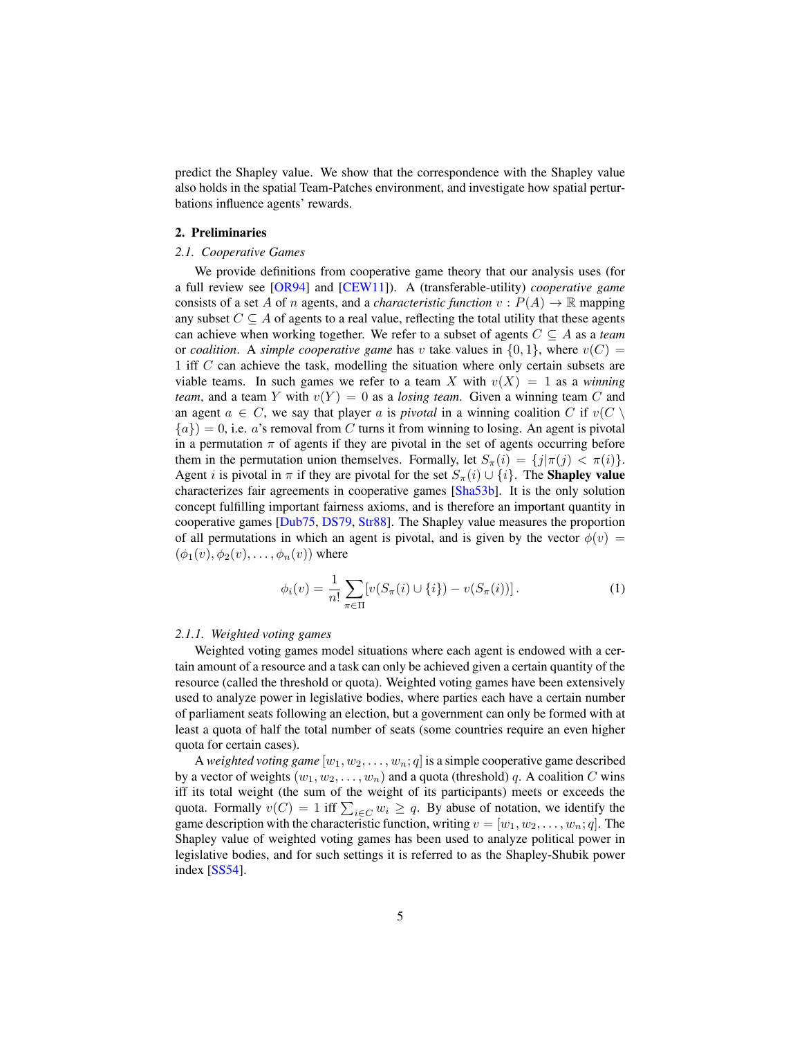predict the Shapley value. We show that the correspondence with the Shapley value also holds in the spatial Team-Patches environment, and investigate how spatial perturbations influence agents' rewards.

## 2. Preliminaries

### *2.1. Cooperative Games*

We provide definitions from cooperative game theory that our analysis uses (for a full review see [OR94] and [CEW11]). A (transferable-utility) *cooperative game* consists of a set $A$ of $n$ agents, and a *characteristic function* $v : P(A) \to \mathbb{R}$ mapping any subset $C \subseteq A$ of agents to a real value, reflecting the total utility that these agents can achieve when working together. We refer to a subset of agents $C \subseteq A$ as a *team* or *coalition*. A *simple cooperative game* has $v$ take values in $\{0, 1\}$, where $v(C) = 1$ iff $C$ can achieve the task, modelling the situation where only certain subsets are viable teams. In such games we refer to a team $X$ with $v(X) = 1$ as a *winning team*, and a team $Y$ with $v(Y) = 0$ as a *losing team*. Given a winning team $C$ and an agent $a \in C$, we say that player $a$ is *pivotal* in a winning coalition $C$ if $v(C \setminus \{a\}) = 0$, i.e. $a$'s removal from $C$ turns it from winning to losing. An agent is pivotal in a permutation $\pi$ of agents if they are pivotal in the set of agents occurring before them in the permutation union themselves. Formally, let $S_\pi(i) = \{j | \pi(j) < \pi(i)\}$. Agent $i$ is pivotal in $\pi$ if they are pivotal for the set $S_\pi(i) \cup \{i\}$. The **Shapley value** characterizes fair agreements in cooperative games [Sha53b]. It is the only solution concept fulfilling important fairness axioms, and is therefore an important quantity in cooperative games [Dub75, DS79, Str88]. The Shapley value measures the proportion of all permutations in which an agent is pivotal, and is given by the vector $\phi(v) = (\phi_1(v), \phi_2(v), \dots, \phi_n(v))$ where

$$\phi_i(v) = \frac{1}{n!} \sum_{\pi \in \Pi} [v(S_\pi(i) \cup \{i\}) - v(S_\pi(i))] \,. \tag{1}$$

#### *2.1.1. Weighted voting games*

Weighted voting games model situations where each agent is endowed with a certain amount of a resource and a task can only be achieved given a certain quantity of the resource (called the threshold or quota). Weighted voting games have been extensively used to analyze power in legislative bodies, where parties each have a certain number of parliament seats following an election, but a government can only be formed with at least a quota of half the total number of seats (some countries require an even higher quota for certain cases).

A *weighted voting game* $[w_1, w_2, \dots, w_n; q]$ is a simple cooperative game described by a vector of weights $(w_1, w_2, \dots, w_n)$ and a quota (threshold) $q$. A coalition $C$ wins iff its total weight (the sum of the weight of its participants) meets or exceeds the quota. Formally $v(C) = 1$ iff $\sum_{i \in C} w_i \geq q$. By abuse of notation, we identify the game description with the characteristic function, writing $v = [w_1, w_2, \dots, w_n; q]$. The Shapley value of weighted voting games has been used to analyze political power in legislative bodies, and for such settings it is referred to as the Shapley-Shubik power index [SS54].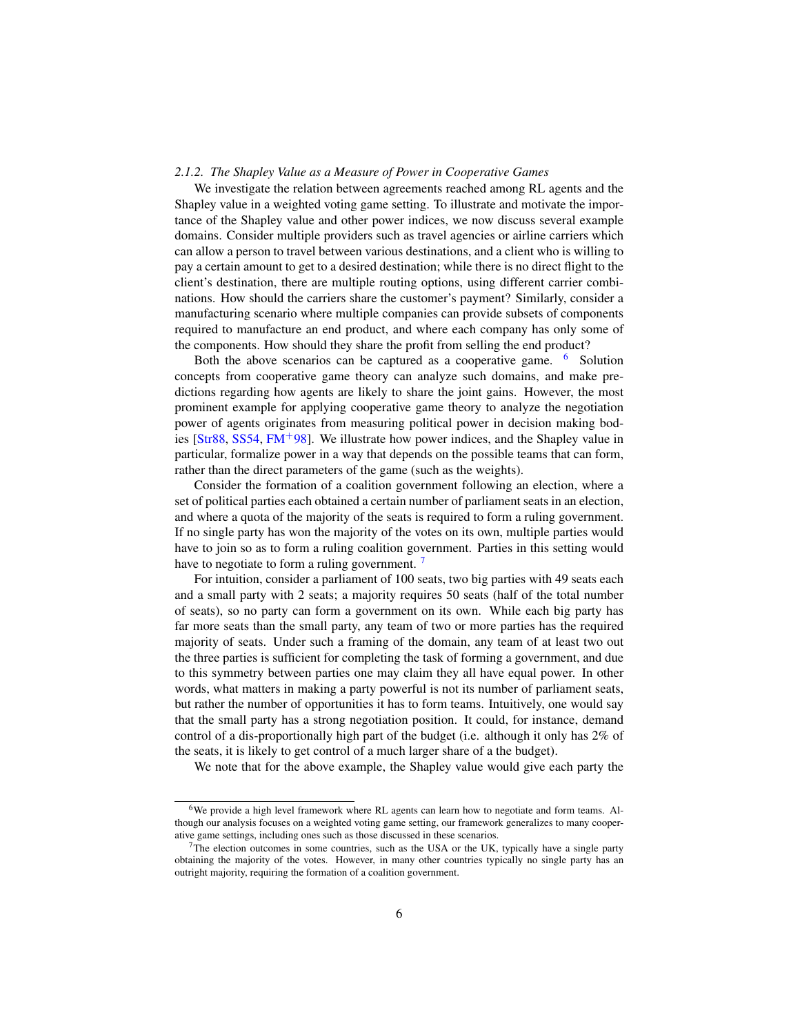### 2.1.2. The Shapley Value as a Measure of Power in Cooperative Games

We investigate the relation between agreements reached among RL agents and the Shapley value in a weighted voting game setting. To illustrate and motivate the importance of the Shapley value and other power indices, we now discuss several example domains. Consider multiple providers such as travel agencies or airline carriers which can allow a person to travel between various destinations, and a client who is willing to pay a certain amount to get to a desired destination; while there is no direct flight to the client's destination, there are multiple routing options, using different carrier combinations. How should the carriers share the customer's payment? Similarly, consider a manufacturing scenario where multiple companies can provide subsets of components required to manufacture an end product, and where each company has only some of the components. How should they share the profit from selling the end product?

Both the above scenarios can be captured as a cooperative game. [6] Solution concepts from cooperative game theory can analyze such domains, and make predictions regarding how agents are likely to share the joint gains. However, the most prominent example for applying cooperative game theory to analyze the negotiation power of agents originates from measuring political power in decision making bodies [Str88, SS54, FM+98]. We illustrate how power indices, and the Shapley value in particular, formalize power in a way that depends on the possible teams that can form, rather than the direct parameters of the game (such as the weights).

Consider the formation of a coalition government following an election, where a set of political parties each obtained a certain number of parliament seats in an election, and where a quota of the majority of the seats is required to form a ruling government. If no single party has won the majority of the votes on its own, multiple parties would have to join so as to form a ruling coalition government. Parties in this setting would have to negotiate to form a ruling government. [7]

For intuition, consider a parliament of 100 seats, two big parties with 49 seats each and a small party with 2 seats; a majority requires 50 seats (half of the total number of seats), so no party can form a government on its own. While each big party has far more seats than the small party, any team of two or more parties has the required majority of seats. Under such a framing of the domain, any team of at least two out the three parties is sufficient for completing the task of forming a government, and due to this symmetry between parties one may claim they all have equal power. In other words, what matters in making a party powerful is not its number of parliament seats, but rather the number of opportunities it has to form teams. Intuitively, one would say that the small party has a strong negotiation position. It could, for instance, demand control of a dis-proportionally high part of the budget (i.e. although it only has 2% of the seats, it is likely to get control of a much larger share of a the budget).

We note that for the above example, the Shapley value would give each party the

---

[6] We provide a high level framework where RL agents can learn how to negotiate and form teams. Although our analysis focuses on a weighted voting game setting, our framework generalizes to many cooperative game settings, including ones such as those discussed in these scenarios.

[7] The election outcomes in some countries, such as the USA or the UK, typically have a single party obtaining the majority of the votes. However, in many other countries typically no single party has an outright majority, requiring the formation of a coalition government.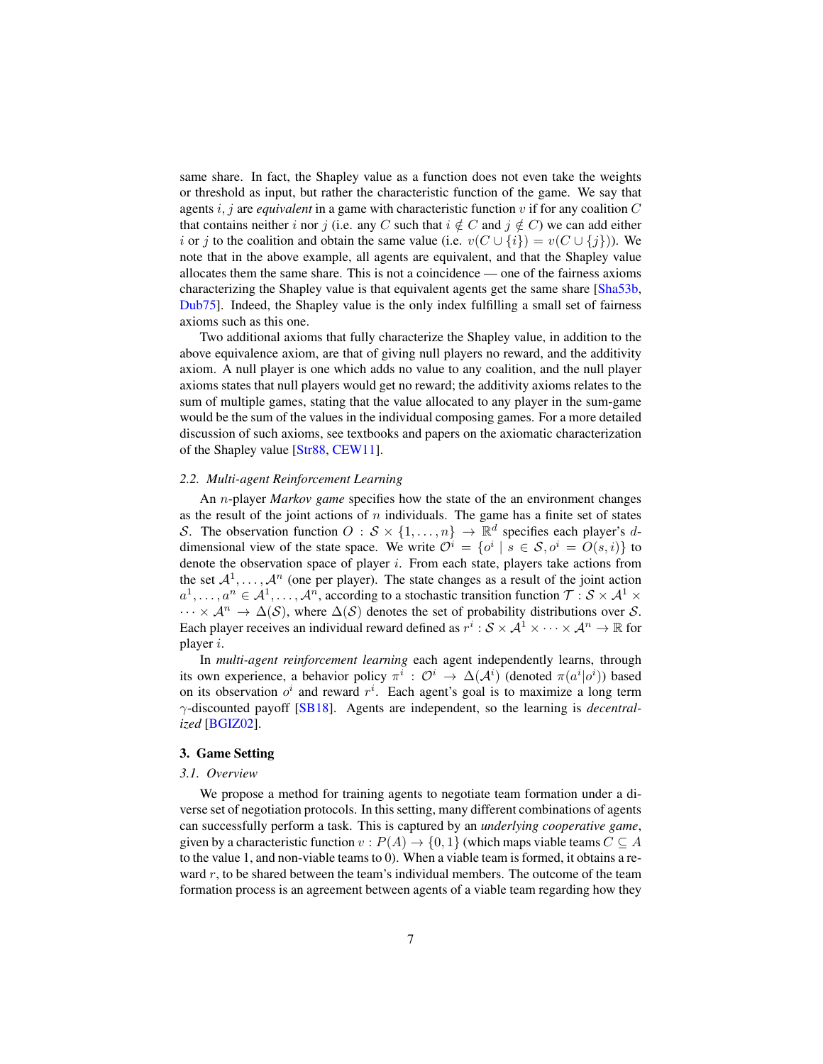same share. In fact, the Shapley value as a function does not even take the weights or threshold as input, but rather the characteristic function of the game. We say that agents $i, j$ are *equivalent* in a game with characteristic function $v$ if for any coalition $C$ that contains neither $i$ nor $j$ (i.e. any $C$ such that $i \notin C$ and $j \notin C$) we can add either $i$ or $j$ to the coalition and obtain the same value (i.e. $v(C \cup \{i\}) = v(C \cup \{j\})$). We note that in the above example, all agents are equivalent, and that the Shapley value allocates them the same share. This is not a coincidence — one of the fairness axioms characterizing the Shapley value is that equivalent agents get the same share [Sha53b, Dub75]. Indeed, the Shapley value is the only index fulfilling a small set of fairness axioms such as this one.

Two additional axioms that fully characterize the Shapley value, in addition to the above equivalence axiom, are that of giving null players no reward, and the additivity axiom. A null player is one which adds no value to any coalition, and the null player axioms states that null players would get no reward; the additivity axioms relates to the sum of multiple games, stating that the value allocated to any player in the sum-game would be the sum of the values in the individual composing games. For a more detailed discussion of such axioms, see textbooks and papers on the axiomatic characterization of the Shapley value [Str88, CEW11].

### 2.2. Multi-agent Reinforcement Learning

An $n$-player *Markov game* specifies how the state of the an environment changes as the result of the joint actions of $n$ individuals. The game has a finite set of states $\mathcal{S}$. The observation function $O : \mathcal{S} \times \{1, \ldots, n\} \rightarrow \mathbb{R}^d$ specifies each player's $d$-dimensional view of the state space. We write $\mathcal{O}^i = \{o^i \mid s \in \mathcal{S}, o^i = O(s, i)\}$ to denote the observation space of player $i$. From each state, players take actions from the set $\mathcal{A}^1, \ldots, \mathcal{A}^n$ (one per player). The state changes as a result of the joint action $a^1, \ldots, a^n \in \mathcal{A}^1, \ldots, \mathcal{A}^n$, according to a stochastic transition function $\mathcal{T} : \mathcal{S} \times \mathcal{A}^1 \times \cdots \times \mathcal{A}^n \rightarrow \Delta(\mathcal{S})$, where $\Delta(\mathcal{S})$ denotes the set of probability distributions over $\mathcal{S}$. Each player receives an individual reward defined as $r^i : \mathcal{S} \times \mathcal{A}^1 \times \cdots \times \mathcal{A}^n \rightarrow \mathbb{R}$ for player $i$.

In *multi-agent reinforcement learning* each agent independently learns, through its own experience, a behavior policy $\pi^i : \mathcal{O}^i \rightarrow \Delta(\mathcal{A}^i)$ (denoted $\pi(a^i|o^i)$) based on its observation $o^i$ and reward $r^i$. Each agent's goal is to maximize a long term $\gamma$-discounted payoff [SB18]. Agents are independent, so the learning is *decentralized* [BGIZ02].

## 3. Game Setting

### 3.1. Overview

We propose a method for training agents to negotiate team formation under a diverse set of negotiation protocols. In this setting, many different combinations of agents can successfully perform a task. This is captured by an *underlying cooperative game*, given by a characteristic function $v : P(A) \rightarrow \{0, 1\}$ (which maps viable teams $C \subseteq A$ to the value 1, and non-viable teams to 0). When a viable team is formed, it obtains a reward $r$, to be shared between the team's individual members. The outcome of the team formation process is an agreement between agents of a viable team regarding how they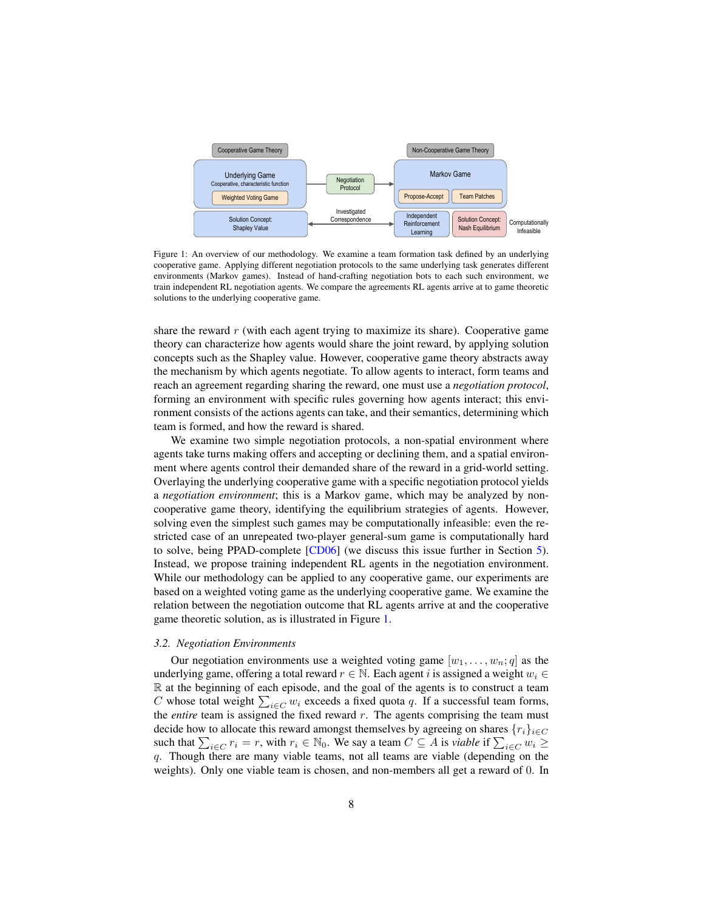Cooperative Game Theory

Underlying Game
Cooperative, characteristic function

Weighted Voting Game

Solution Concept:
Shapley Value

Negotiation
Protocol

Investigated
Correspondence

Non-Cooperative Game Theory

Markov Game

Propose-Accept

Team Patches

Independent
Reinforcement
Learning

Solution Concept:
Nash Equilibrium

Computationally
Infeasible

Figure 1: An overview of our methodology. We examine a team formation task defined by an underlying cooperative game. Applying different negotiation protocols to the same underlying task generates different environments (Markov games). Instead of hand-crafting negotiation bots to each such environment, we train independent RL negotiation agents. We compare the agreements RL agents arrive at to game theoretic solutions to the underlying cooperative game.

share the reward $r$ (with each agent trying to maximize its share). Cooperative game theory can characterize how agents would share the joint reward, by applying solution concepts such as the Shapley value. However, cooperative game theory abstracts away the mechanism by which agents negotiate. To allow agents to interact, form teams and reach an agreement regarding sharing the reward, one must use a *negotiation protocol*, forming an environment with specific rules governing how agents interact; this environment consists of the actions agents can take, and their semantics, determining which team is formed, and how the reward is shared.

We examine two simple negotiation protocols, a non-spatial environment where agents take turns making offers and accepting or declining them, and a spatial environment where agents control their demanded share of the reward in a grid-world setting. Overlaying the underlying cooperative game with a specific negotiation protocol yields a *negotiation environment*; this is a Markov game, which may be analyzed by non-cooperative game theory, identifying the equilibrium strategies of agents. However, solving even the simplest such games may be computationally infeasible: even the restricted case of an unrepeated two-player general-sum game is computationally hard to solve, being PPAD-complete [CD06] (we discuss this issue further in Section 5). Instead, we propose training independent RL agents in the negotiation environment. While our methodology can be applied to any cooperative game, our experiments are based on a weighted voting game as the underlying cooperative game. We examine the relation between the negotiation outcome that RL agents arrive at and the cooperative game theoretic solution, as is illustrated in Figure 1.

### *3.2. Negotiation Environments*

Our negotiation environments use a weighted voting game $[w_1, \ldots, w_n; q]$ as the underlying game, offering a total reward $r \in \mathbb{N}$. Each agent $i$ is assigned a weight $w_i \in \mathbb{R}$ at the beginning of each episode, and the goal of the agents is to construct a team $C$ whose total weight $\sum_{i \in C} w_i$ exceeds a fixed quota $q$. If a successful team forms, the *entire* team is assigned the fixed reward $r$. The agents comprising the team must decide how to allocate this reward amongst themselves by agreeing on shares $\{r_i\}_{i \in C}$ such that $\sum_{i \in C} r_i = r$, with $r_i \in \mathbb{N}_0$. We say a team $C \subseteq A$ is *viable* if $\sum_{i \in C} w_i \geq q$. Though there are many viable teams, not all teams are viable (depending on the weights). Only one viable team is chosen, and non-members all get a reward of 0. In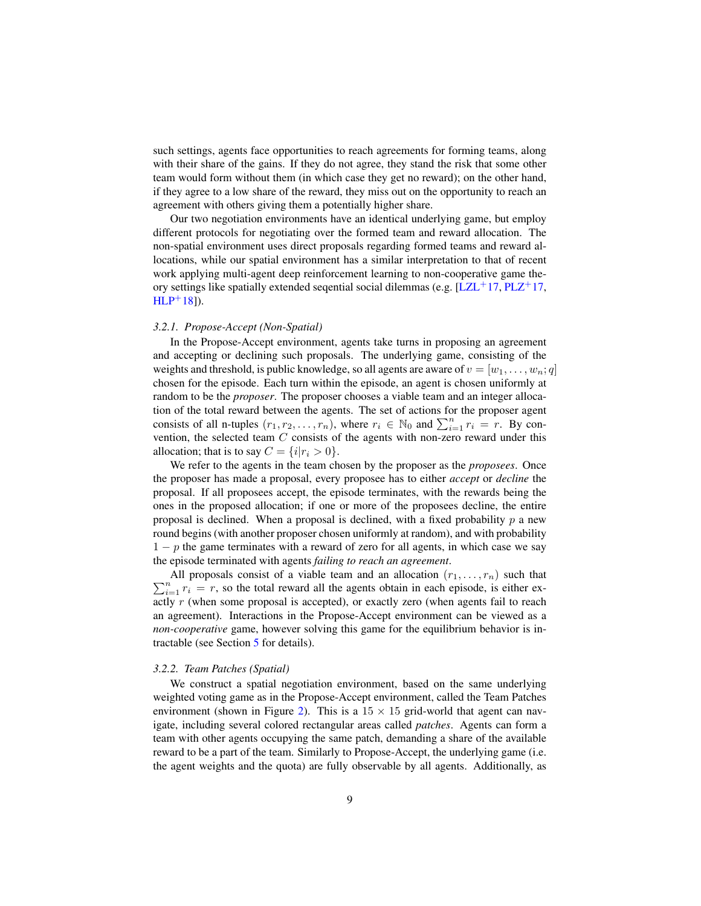such settings, agents face opportunities to reach agreements for forming teams, along with their share of the gains. If they do not agree, they stand the risk that some other team would form without them (in which case they get no reward); on the other hand, if they agree to a low share of the reward, they miss out on the opportunity to reach an agreement with others giving them a potentially higher share.

Our two negotiation environments have an identical underlying game, but employ different protocols for negotiating over the formed team and reward allocation. The non-spatial environment uses direct proposals regarding formed teams and reward allocations, while our spatial environment has a similar interpretation to that of recent work applying multi-agent deep reinforcement learning to non-cooperative game theory settings like spatially extended seqential social dilemmas (e.g. [LZL+17, PLZ+17, HLP+18]).

### 3.2.1. Propose-Accept (Non-Spatial)

In the Propose-Accept environment, agents take turns in proposing an agreement and accepting or declining such proposals. The underlying game, consisting of the weights and threshold, is public knowledge, so all agents are aware of $v = [w_1, \ldots, w_n; q]$ chosen for the episode. Each turn within the episode, an agent is chosen uniformly at random to be the *proposer*. The proposer chooses a viable team and an integer allocation of the total reward between the agents. The set of actions for the proposer agent consists of all n-tuples $(r_1, r_2, \ldots, r_n)$, where $r_i \in \mathbb{N}_0$ and $\sum_{i=1}^{n} r_i = r$. By convention, the selected team $C$ consists of the agents with non-zero reward under this allocation; that is to say $C = \{i | r_i > 0\}$.

We refer to the agents in the team chosen by the proposer as the *proposees*. Once the proposer has made a proposal, every proposee has to either *accept* or *decline* the proposal. If all proposees accept, the episode terminates, with the rewards being the ones in the proposed allocation; if one or more of the proposees decline, the entire proposal is declined. When a proposal is declined, with a fixed probability $p$ a new round begins (with another proposer chosen uniformly at random), and with probability $1 - p$ the game terminates with a reward of zero for all agents, in which case we say the episode terminated with agents *failing to reach an agreement*.

All proposals consist of a viable team and an allocation $(r_1, \ldots, r_n)$ such that $\sum_{i=1}^{n} r_i = r$, so the total reward all the agents obtain in each episode, is either exactly $r$ (when some proposal is accepted), or exactly zero (when agents fail to reach an agreement). Interactions in the Propose-Accept environment can be viewed as a *non-cooperative* game, however solving this game for the equilibrium behavior is intractable (see Section 5 for details).

### 3.2.2. Team Patches (Spatial)

We construct a spatial negotiation environment, based on the same underlying weighted voting game as in the Propose-Accept environment, called the Team Patches environment (shown in Figure 2). This is a $15 \times 15$ grid-world that agent can navigate, including several colored rectangular areas called *patches*. Agents can form a team with other agents occupying the same patch, demanding a share of the available reward to be a part of the team. Similarly to Propose-Accept, the underlying game (i.e. the agent weights and the quota) are fully observable by all agents. Additionally, as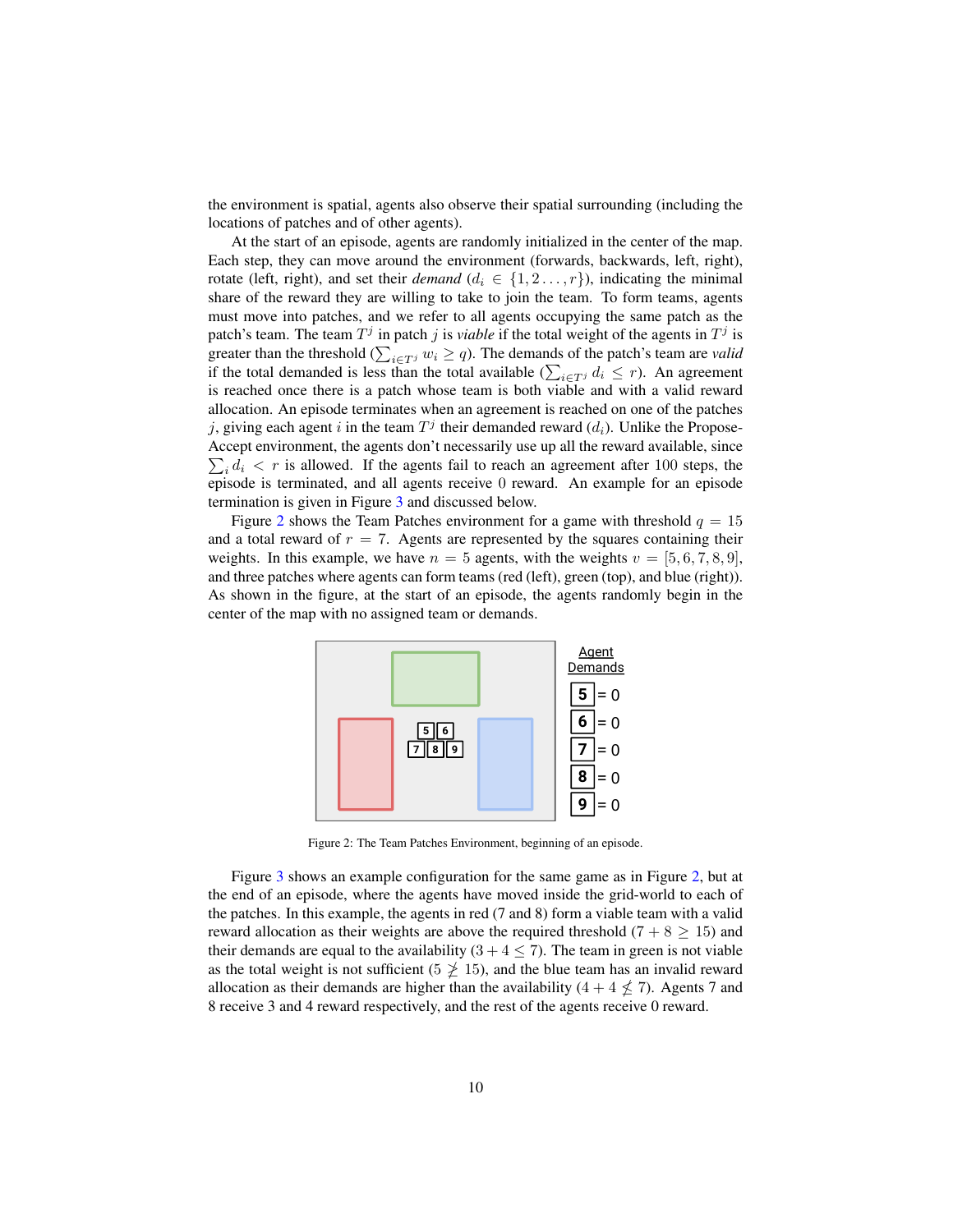the environment is spatial, agents also observe their spatial surrounding (including the locations of patches and of other agents).

At the start of an episode, agents are randomly initialized in the center of the map. Each step, they can move around the environment (forwards, backwards, left, right), rotate (left, right), and set their *demand* ($d_i \in \{1, 2 \ldots, r\}$), indicating the minimal share of the reward they are willing to take to join the team. To form teams, agents must move into patches, and we refer to all agents occupying the same patch as the patch's team. The team $T^j$ in patch $j$ is *viable* if the total weight of the agents in $T^j$ is greater than the threshold ($\sum_{i \in T^j} w_i \geq q$). The demands of the patch's team are *valid* if the total demanded is less than the total available ($\sum_{i \in T^j} d_i \leq r$). An agreement is reached once there is a patch whose team is both viable and with a valid reward allocation. An episode terminates when an agreement is reached on one of the patches $j$, giving each agent $i$ in the team $T^j$ their demanded reward ($d_i$). Unlike the Propose-Accept environment, the agents don't necessarily use up all the reward available, since $\sum_i d_i < r$ is allowed. If the agents fail to reach an agreement after 100 steps, the episode is terminated, and all agents receive 0 reward. An example for an episode termination is given in Figure 3 and discussed below.

Figure 2 shows the Team Patches environment for a game with threshold $q = 15$ and a total reward of $r = 7$. Agents are represented by the squares containing their weights. In this example, we have $n = 5$ agents, with the weights $v = [5, 6, 7, 8, 9]$, and three patches where agents can form teams (red (left), green (top), and blue (right)). As shown in the figure, at the start of an episode, the agents randomly begin in the center of the map with no assigned team or demands.

5 6
7 8 9

Agent Demands

5 = 0
6 = 0
7 = 0
8 = 0
9 = 0

Figure 2: The Team Patches Environment, beginning of an episode.

Figure 3 shows an example configuration for the same game as in Figure 2, but at the end of an episode, where the agents have moved inside the grid-world to each of the patches. In this example, the agents in red (7 and 8) form a viable team with a valid reward allocation as their weights are above the required threshold ($7 + 8 \geq 15$) and their demands are equal to the availability ($3 + 4 \leq 7$). The team in green is not viable as the total weight is not sufficient ($5 \not\geq 15$), and the blue team has an invalid reward allocation as their demands are higher than the availability ($4 + 4 \not\leq 7$). Agents 7 and 8 receive 3 and 4 reward respectively, and the rest of the agents receive 0 reward.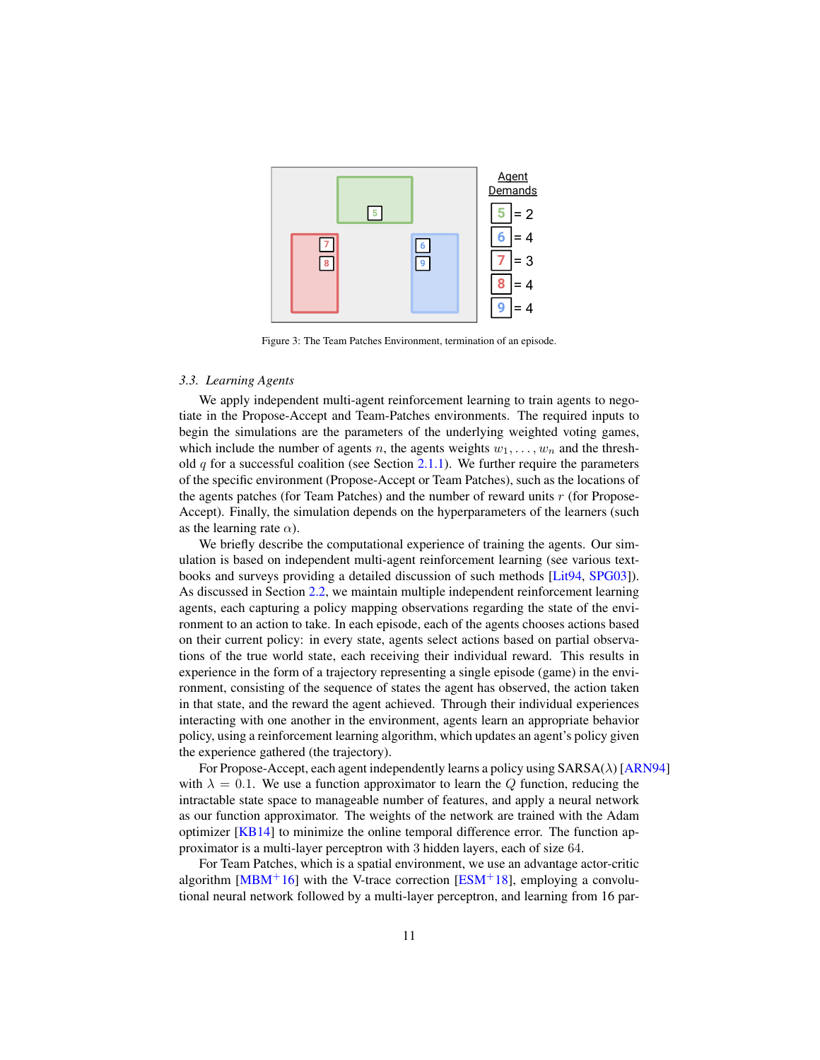Agent Demands

5 = 2

6 = 4

7 = 3

8 = 4

9 = 4

Figure 3: The Team Patches Environment, termination of an episode.

### 3.3. Learning Agents

We apply independent multi-agent reinforcement learning to train agents to negotiate in the Propose-Accept and Team-Patches environments. The required inputs to begin the simulations are the parameters of the underlying weighted voting games, which include the number of agents $n$, the agents weights $w_1, \ldots, w_n$ and the threshold $q$ for a successful coalition (see Section 2.1.1). We further require the parameters of the specific environment (Propose-Accept or Team Patches), such as the locations of the agents patches (for Team Patches) and the number of reward units $r$ (for Propose-Accept). Finally, the simulation depends on the hyperparameters of the learners (such as the learning rate $\alpha$).

We briefly describe the computational experience of training the agents. Our simulation is based on independent multi-agent reinforcement learning (see various textbooks and surveys providing a detailed discussion of such methods [Lit94, SPG03]). As discussed in Section 2.2, we maintain multiple independent reinforcement learning agents, each capturing a policy mapping observations regarding the state of the environment to an action to take. In each episode, each of the agents chooses actions based on their current policy: in every state, agents select actions based on partial observations of the true world state, each receiving their individual reward. This results in experience in the form of a trajectory representing a single episode (game) in the environment, consisting of the sequence of states the agent has observed, the action taken in that state, and the reward the agent achieved. Through their individual experiences interacting with one another in the environment, agents learn an appropriate behavior policy, using a reinforcement learning algorithm, which updates an agent's policy given the experience gathered (the trajectory).

For Propose-Accept, each agent independently learns a policy using SARSA($\lambda$) [ARN94] with $\lambda = 0.1$. We use a function approximator to learn the $Q$ function, reducing the intractable state space to manageable number of features, and apply a neural network as our function approximator. The weights of the network are trained with the Adam optimizer [KB14] to minimize the online temporal difference error. The function approximator is a multi-layer perceptron with 3 hidden layers, each of size 64.

For Team Patches, which is a spatial environment, we use an advantage actor-critic algorithm [MBM+16] with the V-trace correction [ESM+18], employing a convolutional neural network followed by a multi-layer perceptron, and learning from 16 par-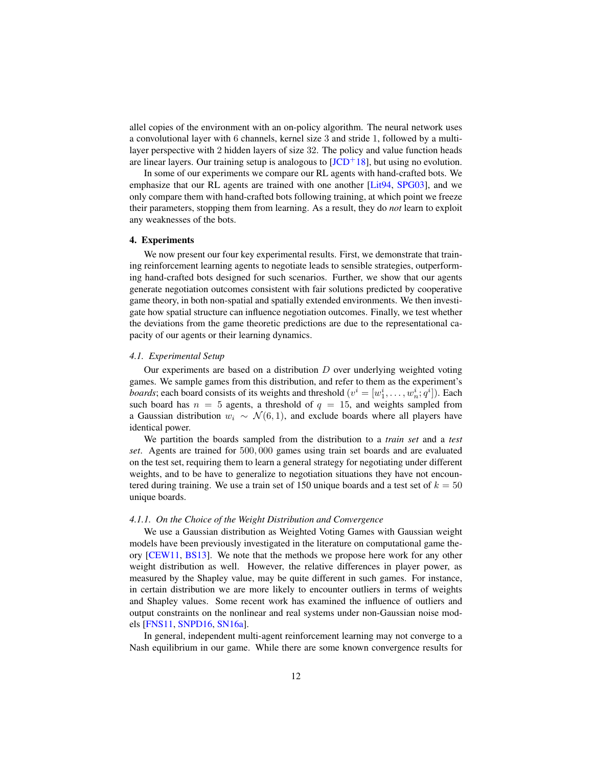allel copies of the environment with an on-policy algorithm. The neural network uses a convolutional layer with 6 channels, kernel size 3 and stride 1, followed by a multi-layer perspective with 2 hidden layers of size 32. The policy and value function heads are linear layers. Our training setup is analogous to [JCD+18], but using no evolution.

In some of our experiments we compare our RL agents with hand-crafted bots. We emphasize that our RL agents are trained with one another [Lit94, SPG03], and we only compare them with hand-crafted bots following training, at which point we freeze their parameters, stopping them from learning. As a result, they do *not* learn to exploit any weaknesses of the bots.

## 4. Experiments

We now present our four key experimental results. First, we demonstrate that training reinforcement learning agents to negotiate leads to sensible strategies, outperforming hand-crafted bots designed for such scenarios. Further, we show that our agents generate negotiation outcomes consistent with fair solutions predicted by cooperative game theory, in both non-spatial and spatially extended environments. We then investigate how spatial structure can influence negotiation outcomes. Finally, we test whether the deviations from the game theoretic predictions are due to the representational capacity of our agents or their learning dynamics.

### 4.1. Experimental Setup

Our experiments are based on a distribution $D$ over underlying weighted voting games. We sample games from this distribution, and refer to them as the experiment's *boards*; each board consists of its weights and threshold ($v^i = [w^i_1, \ldots, w^i_n; q^i]$). Each such board has $n = 5$ agents, a threshold of $q = 15$, and weights sampled from a Gaussian distribution $w_i \sim \mathcal{N}(6, 1)$, and exclude boards where all players have identical power.

We partition the boards sampled from the distribution to a *train set* and a *test set*. Agents are trained for $500,000$ games using train set boards and are evaluated on the test set, requiring them to learn a general strategy for negotiating under different weights, and to be have to generalize to negotiation situations they have not encountered during training. We use a train set of 150 unique boards and a test set of $k = 50$ unique boards.

#### 4.1.1. On the Choice of the Weight Distribution and Convergence

We use a Gaussian distribution as Weighted Voting Games with Gaussian weight models have been previously investigated in the literature on computational game theory [CEW11, BS13]. We note that the methods we propose here work for any other weight distribution as well. However, the relative differences in player power, as measured by the Shapley value, may be quite different in such games. For instance, in certain distribution we are more likely to encounter outliers in terms of weights and Shapley values. Some recent work has examined the influence of outliers and output constraints on the nonlinear and real systems under non-Gaussian noise models [FNS11, SNPD16, SN16a].

In general, independent multi-agent reinforcement learning may not converge to a Nash equilibrium in our game. While there are some known convergence results for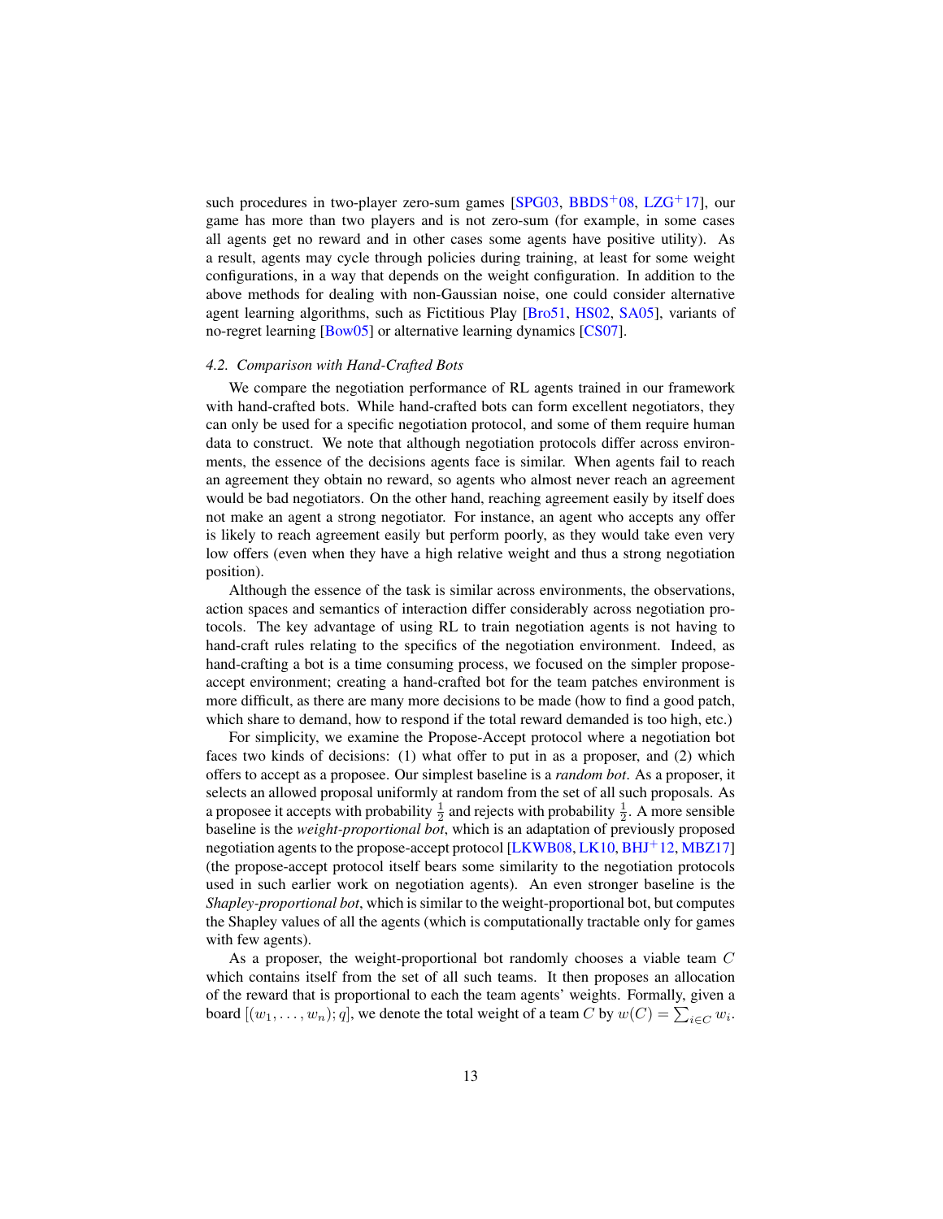such procedures in two-player zero-sum games [SPG03, BBDS[+]08, LZG[+]17], our game has more than two players and is not zero-sum (for example, in some cases all agents get no reward and in other cases some agents have positive utility). As a result, agents may cycle through policies during training, at least for some weight configurations, in a way that depends on the weight configuration. In addition to the above methods for dealing with non-Gaussian noise, one could consider alternative agent learning algorithms, such as Fictitious Play [Bro51, HS02, SA05], variants of no-regret learning [Bow05] or alternative learning dynamics [CS07].

### *4.2. Comparison with Hand-Crafted Bots*

We compare the negotiation performance of RL agents trained in our framework with hand-crafted bots. While hand-crafted bots can form excellent negotiators, they can only be used for a specific negotiation protocol, and some of them require human data to construct. We note that although negotiation protocols differ across environments, the essence of the decisions agents face is similar. When agents fail to reach an agreement they obtain no reward, so agents who almost never reach an agreement would be bad negotiators. On the other hand, reaching agreement easily by itself does not make an agent a strong negotiator. For instance, an agent who accepts any offer is likely to reach agreement easily but perform poorly, as they would take even very low offers (even when they have a high relative weight and thus a strong negotiation position).

Although the essence of the task is similar across environments, the observations, action spaces and semantics of interaction differ considerably across negotiation protocols. The key advantage of using RL to train negotiation agents is not having to hand-craft rules relating to the specifics of the negotiation environment. Indeed, as hand-crafting a bot is a time consuming process, we focused on the simpler propose-accept environment; creating a hand-crafted bot for the team patches environment is more difficult, as there are many more decisions to be made (how to find a good patch, which share to demand, how to respond if the total reward demanded is too high, etc.)

For simplicity, we examine the Propose-Accept protocol where a negotiation bot faces two kinds of decisions: (1) what offer to put in as a proposer, and (2) which offers to accept as a proposee. Our simplest baseline is a *random bot*. As a proposer, it selects an allowed proposal uniformly at random from the set of all such proposals. As a proposee it accepts with probability $\frac{1}{2}$ and rejects with probability $\frac{1}{2}$. A more sensible baseline is the *weight-proportional bot*, which is an adaptation of previously proposed negotiation agents to the propose-accept protocol [LKWB08, LK10, BHJ[+]12, MBZ17] (the propose-accept protocol itself bears some similarity to the negotiation protocols used in such earlier work on negotiation agents). An even stronger baseline is the *Shapley-proportional bot*, which is similar to the weight-proportional bot, but computes the Shapley values of all the agents (which is computationally tractable only for games with few agents).

As a proposer, the weight-proportional bot randomly chooses a viable team $C$ which contains itself from the set of all such teams. It then proposes an allocation of the reward that is proportional to each the team agents' weights. Formally, given a board $[(w_1, \ldots, w_n); q]$, we denote the total weight of a team $C$ by $w(C) = \sum_{i \in C} w_i$.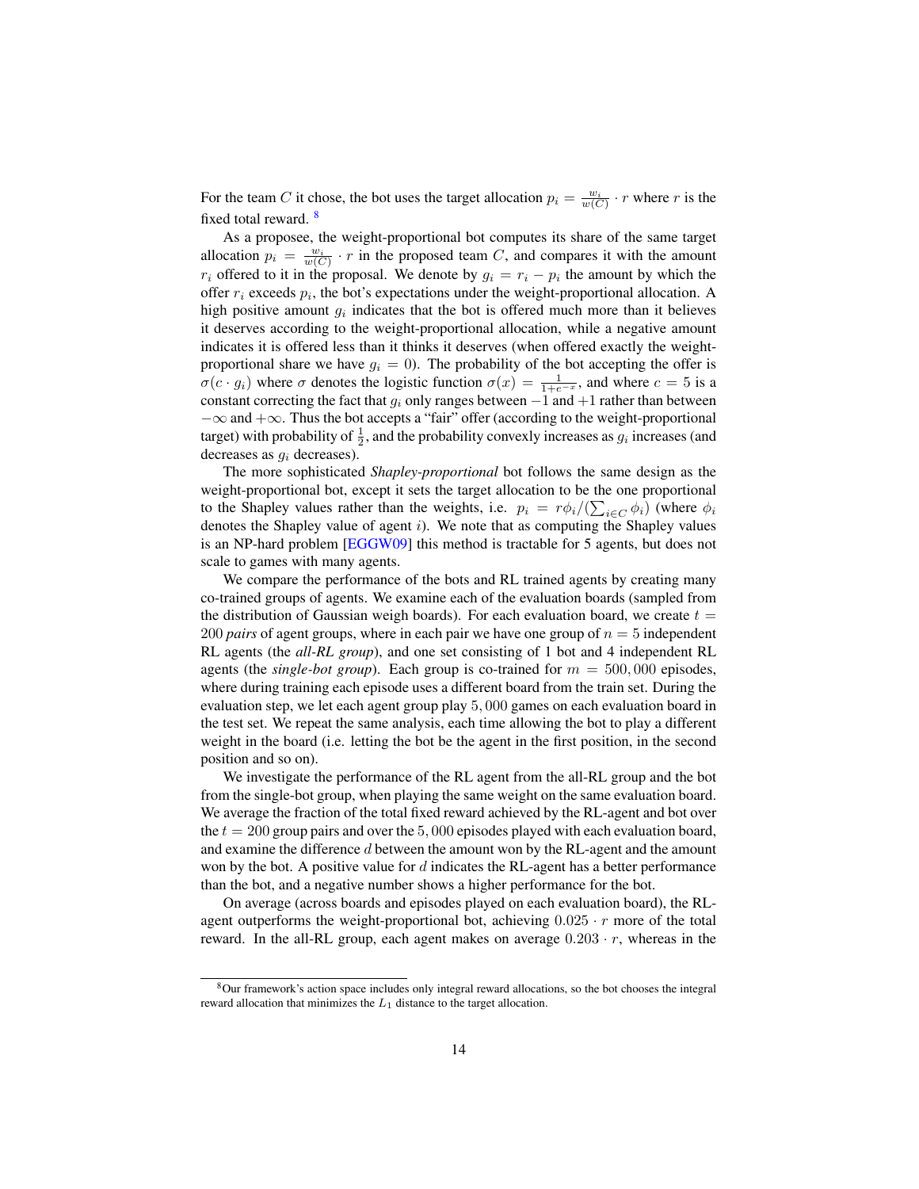For the team $C$ it chose, the bot uses the target allocation $p_i = \frac{w_i}{w(C)} \cdot r$ where $r$ is the fixed total reward. [8]

As a proposee, the weight-proportional bot computes its share of the same target allocation $p_i = \frac{w_i}{w(C)} \cdot r$ in the proposed team $C$, and compares it with the amount $r_i$ offered to it in the proposal. We denote by $g_i = r_i - p_i$ the amount by which the offer $r_i$ exceeds $p_i$, the bot's expectations under the weight-proportional allocation. A high positive amount $g_i$ indicates that the bot is offered much more than it believes it deserves according to the weight-proportional allocation, while a negative amount indicates it is offered less than it thinks it deserves (when offered exactly the weight-proportional share we have $g_i = 0$). The probability of the bot accepting the offer is $\sigma(c \cdot g_i)$ where $\sigma$ denotes the logistic function $\sigma(x) = \frac{1}{1+e^{-x}}$, and where $c = 5$ is a constant correcting the fact that $g_i$ only ranges between $-1$ and $+1$ rather than between $-\infty$ and $+\infty$. Thus the bot accepts a "fair" offer (according to the weight-proportional target) with probability of $\frac{1}{2}$, and the probability convexly increases as $g_i$ increases (and decreases as $g_i$ decreases).

The more sophisticated *Shapley-proportional* bot follows the same design as the weight-proportional bot, except it sets the target allocation to be the one proportional to the Shapley values rather than the weights, i.e. $p_i = r\phi_i / (\sum_{i \in C} \phi_i)$ (where $\phi_i$ denotes the Shapley value of agent $i$). We note that as computing the Shapley values is an NP-hard problem [EGGW09] this method is tractable for 5 agents, but does not scale to games with many agents.

We compare the performance of the bots and RL trained agents by creating many co-trained groups of agents. We examine each of the evaluation boards (sampled from the distribution of Gaussian weigh boards). For each evaluation board, we create $t = 200$ *pairs* of agent groups, where in each pair we have one group of $n = 5$ independent RL agents (the *all-RL group*), and one set consisting of 1 bot and 4 independent RL agents (the *single-bot group*). Each group is co-trained for $m = 500,000$ episodes, where during training each episode uses a different board from the train set. During the evaluation step, we let each agent group play $5,000$ games on each evaluation board in the test set. We repeat the same analysis, each time allowing the bot to play a different weight in the board (i.e. letting the bot be the agent in the first position, in the second position and so on).

We investigate the performance of the RL agent from the all-RL group and the bot from the single-bot group, when playing the same weight on the same evaluation board. We average the fraction of the total fixed reward achieved by the RL-agent and bot over the $t = 200$ group pairs and over the $5,000$ episodes played with each evaluation board, and examine the difference $d$ between the amount won by the RL-agent and the amount won by the bot. A positive value for $d$ indicates the RL-agent has a better performance than the bot, and a negative number shows a higher performance for the bot.

On average (across boards and episodes played on each evaluation board), the RL-agent outperforms the weight-proportional bot, achieving $0.025 \cdot r$ more of the total reward. In the all-RL group, each agent makes on average $0.203 \cdot r$, whereas in the

---

[8] Our framework's action space includes only integral reward allocations, so the bot chooses the integral reward allocation that minimizes the $L_1$ distance to the target allocation.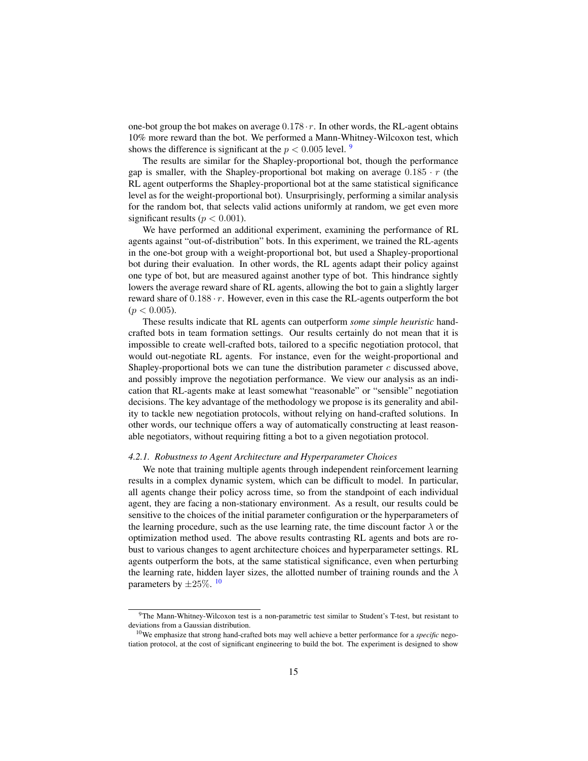one-bot group the bot makes on average $0.178 \cdot r$. In other words, the RL-agent obtains 10% more reward than the bot. We performed a Mann-Whitney-Wilcoxon test, which shows the difference is significant at the $p < 0.005$ level. [9]

The results are similar for the Shapley-proportional bot, though the performance gap is smaller, with the Shapley-proportional bot making on average $0.185 \cdot r$ (the RL agent outperforms the Shapley-proportional bot at the same statistical significance level as for the weight-proportional bot). Unsurprisingly, performing a similar analysis for the random bot, that selects valid actions uniformly at random, we get even more significant results ($p < 0.001$).

We have performed an additional experiment, examining the performance of RL agents against "out-of-distribution" bots. In this experiment, we trained the RL-agents in the one-bot group with a weight-proportional bot, but used a Shapley-proportional bot during their evaluation. In other words, the RL agents adapt their policy against one type of bot, but are measured against another type of bot. This hindrance sightly lowers the average reward share of RL agents, allowing the bot to gain a slightly larger reward share of $0.188 \cdot r$. However, even in this case the RL-agents outperform the bot ($p < 0.005$).

These results indicate that RL agents can outperform *some simple heuristic* hand-crafted bots in team formation settings. Our results certainly do not mean that it is impossible to create well-crafted bots, tailored to a specific negotiation protocol, that would out-negotiate RL agents. For instance, even for the weight-proportional and Shapley-proportional bots we can tune the distribution parameter $c$ discussed above, and possibly improve the negotiation performance. We view our analysis as an indication that RL-agents make at least somewhat "reasonable" or "sensible" negotiation decisions. The key advantage of the methodology we propose is its generality and ability to tackle new negotiation protocols, without relying on hand-crafted solutions. In other words, our technique offers a way of automatically constructing at least reasonable negotiators, without requiring fitting a bot to a given negotiation protocol.

#### *4.2.1. Robustness to Agent Architecture and Hyperparameter Choices*

We note that training multiple agents through independent reinforcement learning results in a complex dynamic system, which can be difficult to model. In particular, all agents change their policy across time, so from the standpoint of each individual agent, they are facing a non-stationary environment. As a result, our results could be sensitive to the choices of the initial parameter configuration or the hyperparameters of the learning procedure, such as the use learning rate, the time discount factor $\lambda$ or the optimization method used. The above results contrasting RL agents and bots are robust to various changes to agent architecture choices and hyperparameter settings. RL agents outperform the bots, at the same statistical significance, even when perturbing the learning rate, hidden layer sizes, the allotted number of training rounds and the $\lambda$ parameters by $\pm 25\%$. [10]

---

[9] The Mann-Whitney-Wilcoxon test is a non-parametric test similar to Student's T-test, but resistant to deviations from a Gaussian distribution.

[10] We emphasize that strong hand-crafted bots may well achieve a better performance for a *specific* negotiation protocol, at the cost of significant engineering to build the bot. The experiment is designed to show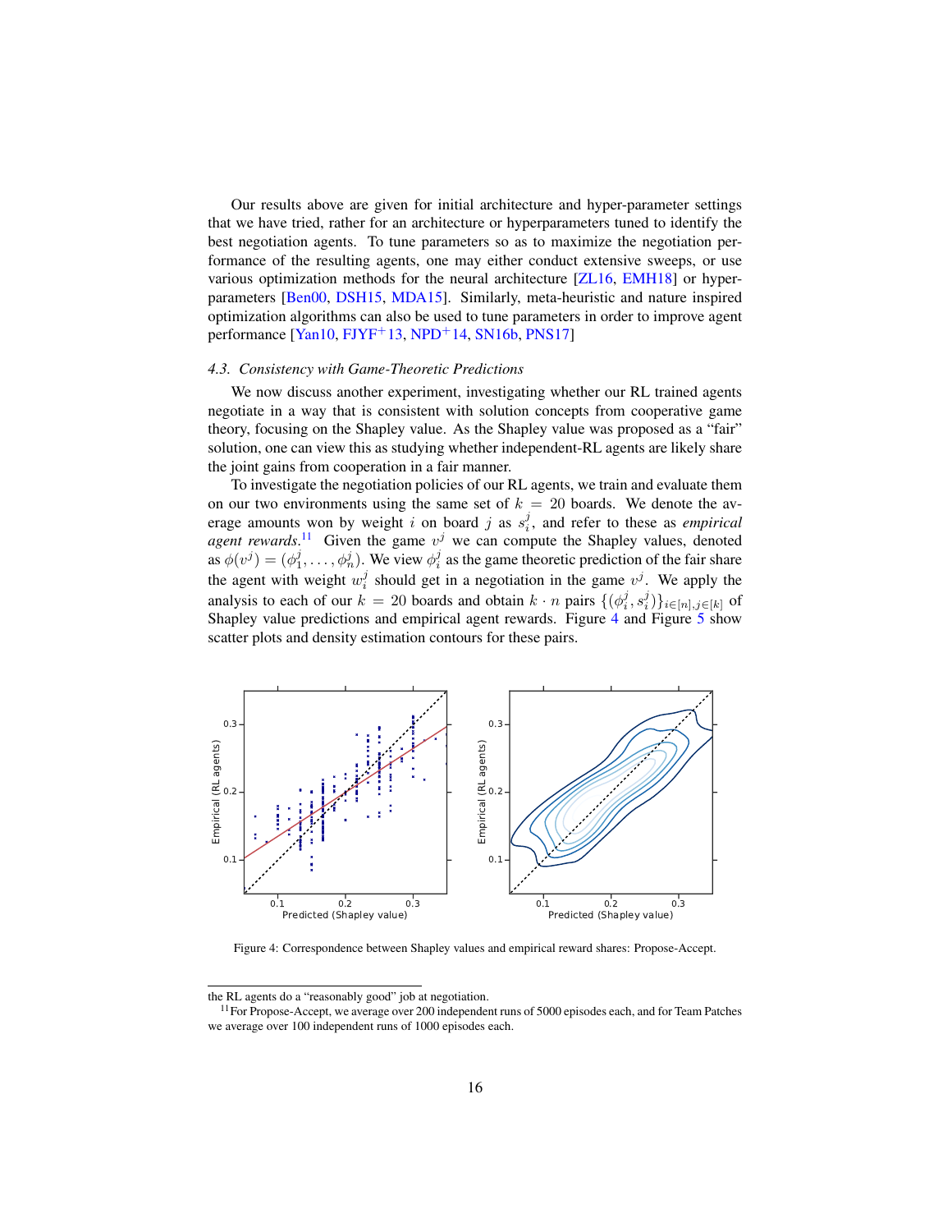Our results above are given for initial architecture and hyper-parameter settings that we have tried, rather for an architecture or hyperparameters tuned to identify the best negotiation agents. To tune parameters so as to maximize the negotiation performance of the resulting agents, one may either conduct extensive sweeps, or use various optimization methods for the neural architecture [ZL16, EMH18] or hyper-parameters [Ben00, DSH15, MDA15]. Similarly, meta-heuristic and nature inspired optimization algorithms can also be used to tune parameters in order to improve agent performance [Yan10, FJYF+13, NPD+14, SN16b, PNS17]

### 4.3. Consistency with Game-Theoretic Predictions

We now discuss another experiment, investigating whether our RL trained agents negotiate in a way that is consistent with solution concepts from cooperative game theory, focusing on the Shapley value. As the Shapley value was proposed as a "fair" solution, one can view this as studying whether independent-RL agents are likely share the joint gains from cooperation in a fair manner.

To investigate the negotiation policies of our RL agents, we train and evaluate them on our two environments using the same set of $k = 20$ boards. We denote the average amounts won by weight $i$ on board $j$ as $s_i^j$, and refer to these as *empirical agent rewards*.[11] Given the game $v^j$ we can compute the Shapley values, denoted as $\phi(v^j) = (\phi_1^j, \ldots, \phi_n^j)$. We view $\phi_i^j$ as the game theoretic prediction of the fair share the agent with weight $w_i^j$ should get in a negotiation in the game $v^j$. We apply the analysis to each of our $k = 20$ boards and obtain $k \cdot n$ pairs $\{(\phi_i^j, s_i^j)\}_{i \in [n], j \in [k]}$ of Shapley value predictions and empirical agent rewards. Figure 4 and Figure 5 show scatter plots and density estimation contours for these pairs.

Empirical (RL agents)
0.3
0.2
0.1
0.1
0.2
0.3
Predicted (Shapley value)

Empirical (RL agents)
0.3
0.2
0.1
0.1
0.2
0.3
Predicted (Shapley value)

Figure 4: Correspondence between Shapley values and empirical reward shares: Propose-Accept.

the RL agents do a "reasonably good" job at negotiation.

[11] For Propose-Accept, we average over 200 independent runs of 5000 episodes each, and for Team Patches we average over 100 independent runs of 1000 episodes each.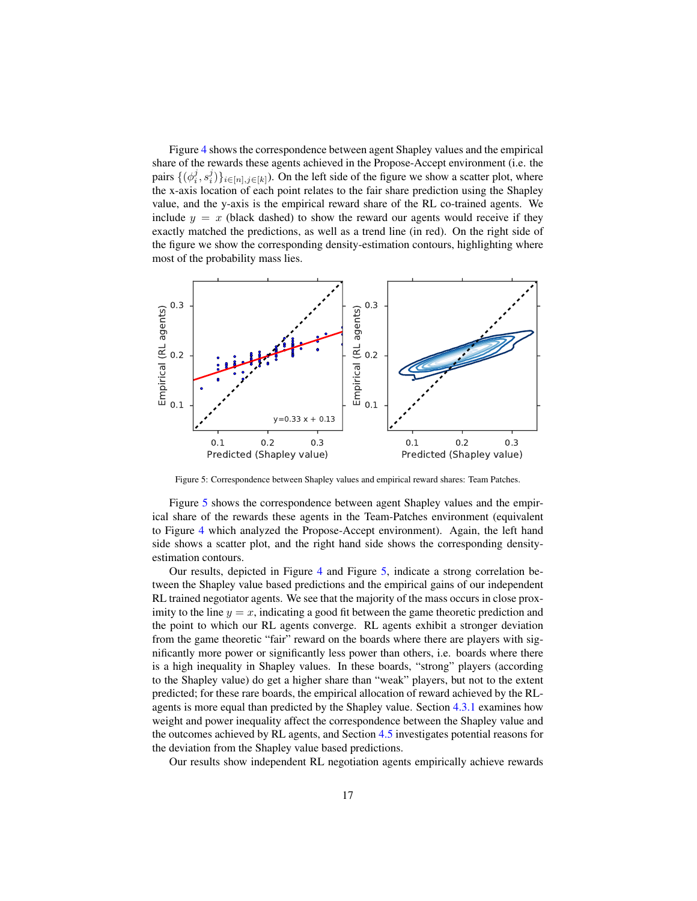Figure 4 shows the correspondence between agent Shapley values and the empirical share of the rewards these agents achieved in the Propose-Accept environment (i.e. the pairs $\{(\phi_i^j, s_i^j)\}_{i\in[n],j\in[k]}$). On the left side of the figure we show a scatter plot, where the x-axis location of each point relates to the fair share prediction using the Shapley value, and the y-axis is the empirical reward share of the RL co-trained agents. We include $y = x$ (black dashed) to show the reward our agents would receive if they exactly matched the predictions, as well as a trend line (in red). On the right side of the figure we show the corresponding density-estimation contours, highlighting where most of the probability mass lies.

Empirical (RL agents)
0.1
0.2
0.3
y=0.33 x + 0.13
0.1
0.2
0.3
Predicted (Shapley value)

Empirical (RL agents)
0.1
0.2
0.3
0.1
0.2
0.3
Predicted (Shapley value)

Figure 5: Correspondence between Shapley values and empirical reward shares: Team Patches.

Figure 5 shows the correspondence between agent Shapley values and the empirical share of the rewards these agents in the Team-Patches environment (equivalent to Figure 4 which analyzed the Propose-Accept environment). Again, the left hand side shows a scatter plot, and the right hand side shows the corresponding density-estimation contours.

Our results, depicted in Figure 4 and Figure 5, indicate a strong correlation between the Shapley value based predictions and the empirical gains of our independent RL trained negotiator agents. We see that the majority of the mass occurs in close proximity to the line $y = x$, indicating a good fit between the game theoretic prediction and the point to which our RL agents converge. RL agents exhibit a stronger deviation from the game theoretic "fair" reward on the boards where there are players with significantly more power or significantly less power than others, i.e. boards where there is a high inequality in Shapley values. In these boards, "strong" players (according to the Shapley value) do get a higher share than "weak" players, but not to the extent predicted; for these rare boards, the empirical allocation of reward achieved by the RL-agents is more equal than predicted by the Shapley value. Section 4.3.1 examines how weight and power inequality affect the correspondence between the Shapley value and the outcomes achieved by RL agents, and Section 4.5 investigates potential reasons for the deviation from the Shapley value based predictions.

Our results show independent RL negotiation agents empirically achieve rewards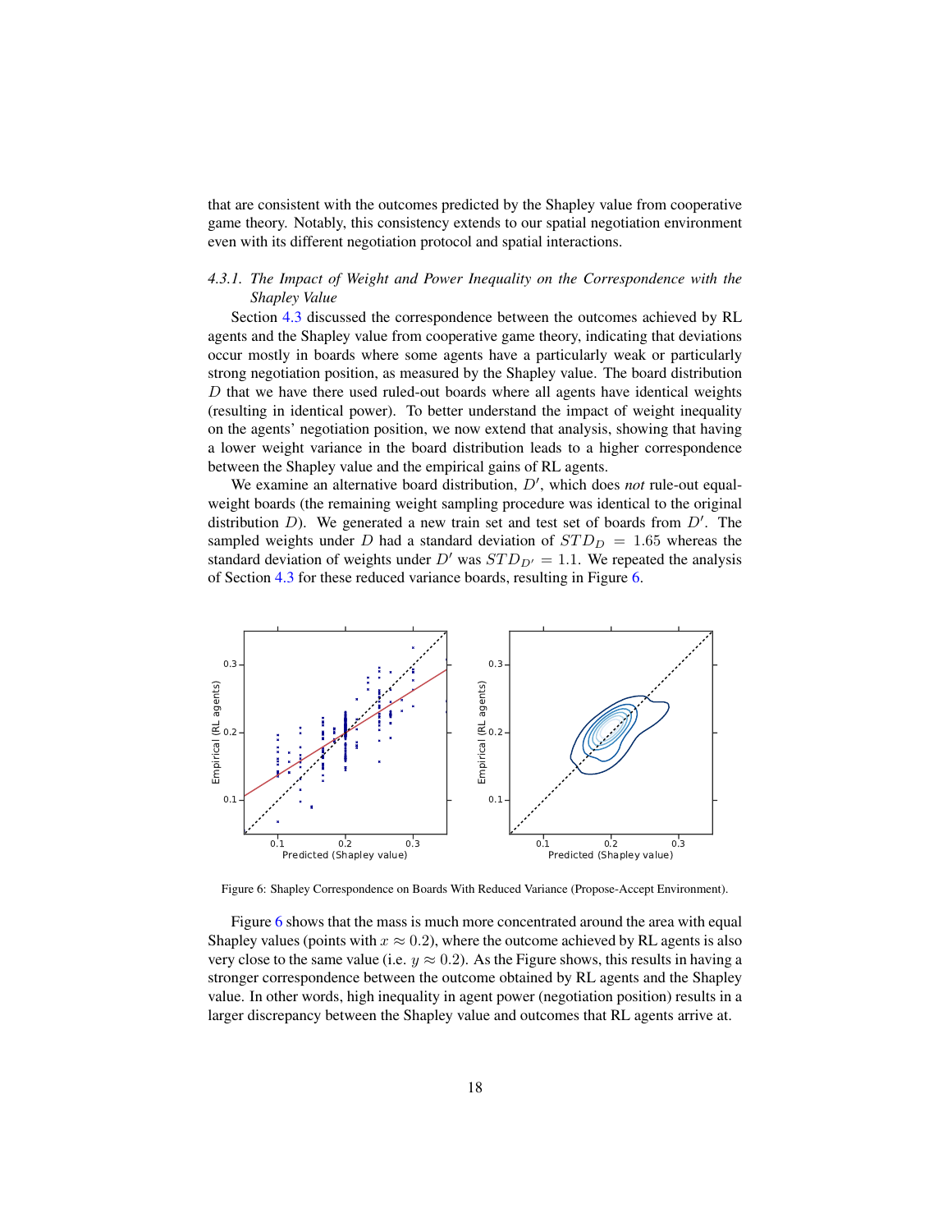that are consistent with the outcomes predicted by the Shapley value from cooperative game theory. Notably, this consistency extends to our spatial negotiation environment even with its different negotiation protocol and spatial interactions.

#### *4.3.1. The Impact of Weight and Power Inequality on the Correspondence with the Shapley Value*

Section 4.3 discussed the correspondence between the outcomes achieved by RL agents and the Shapley value from cooperative game theory, indicating that deviations occur mostly in boards where some agents have a particularly weak or particularly strong negotiation position, as measured by the Shapley value. The board distribution $D$ that we have there used ruled-out boards where all agents have identical weights (resulting in identical power). To better understand the impact of weight inequality on the agents' negotiation position, we now extend that analysis, showing that having a lower weight variance in the board distribution leads to a higher correspondence between the Shapley value and the empirical gains of RL agents.

We examine an alternative board distribution, $D'$, which does *not* rule-out equal-weight boards (the remaining weight sampling procedure was identical to the original distribution $D$). We generated a new train set and test set of boards from $D'$. The sampled weights under $D$ had a standard deviation of $STD_D = 1.65$ whereas the standard deviation of weights under $D'$ was $STD_{D'} = 1.1$. We repeated the analysis of Section 4.3 for these reduced variance boards, resulting in Figure 6.

Empirical (RL agents)
0.1
0.2
0.3
Predicted (Shapley value)
0.1
0.2
0.3

Empirical (RL agents)
0.1
0.2
0.3
Predicted (Shapley value)
0.1
0.2
0.3

Figure 6: Shapley Correspondence on Boards With Reduced Variance (Propose-Accept Environment).

Figure 6 shows that the mass is much more concentrated around the area with equal Shapley values (points with $x \approx 0.2$), where the outcome achieved by RL agents is also very close to the same value (i.e. $y \approx 0.2$). As the Figure shows, this results in having a stronger correspondence between the outcome obtained by RL agents and the Shapley value. In other words, high inequality in agent power (negotiation position) results in a larger discrepancy between the Shapley value and outcomes that RL agents arrive at.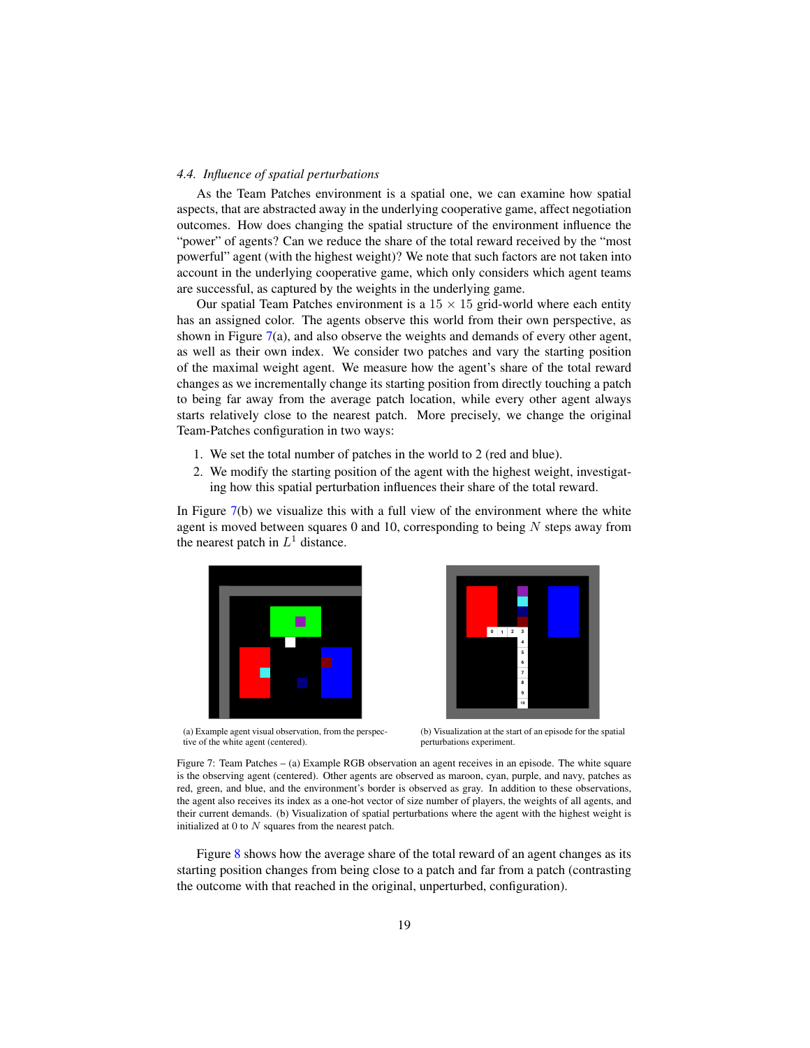### 4.4. Influence of spatial perturbations

As the Team Patches environment is a spatial one, we can examine how spatial aspects, that are abstracted away in the underlying cooperative game, affect negotiation outcomes. How does changing the spatial structure of the environment influence the "power" of agents? Can we reduce the share of the total reward received by the "most powerful" agent (with the highest weight)? We note that such factors are not taken into account in the underlying cooperative game, which only considers which agent teams are successful, as captured by the weights in the underlying game.

Our spatial Team Patches environment is a $15 \times 15$ grid-world where each entity has an assigned color. The agents observe this world from their own perspective, as shown in Figure 7(a), and also observe the weights and demands of every other agent, as well as their own index. We consider two patches and vary the starting position of the maximal weight agent. We measure how the agent's share of the total reward changes as we incrementally change its starting position from directly touching a patch to being far away from the average patch location, while every other agent always starts relatively close to the nearest patch. More precisely, we change the original Team-Patches configuration in two ways:

1. We set the total number of patches in the world to 2 (red and blue).
2. We modify the starting position of the agent with the highest weight, investigating how this spatial perturbation influences their share of the total reward.

In Figure 7(b) we visualize this with a full view of the environment where the white agent is moved between squares 0 and 10, corresponding to being $N$ steps away from the nearest patch in $L^1$ distance.

0 1 2 3 4 5 6 7 8 9 10

(a) Example agent visual observation, from the perspective of the white agent (centered).

(b) Visualization at the start of an episode for the spatial perturbations experiment.

Figure 7: Team Patches – (a) Example RGB observation an agent receives in an episode. The white square is the observing agent (centered). Other agents are observed as maroon, cyan, purple, and navy, patches as red, green, and blue, and the environment's border is observed as gray. In addition to these observations, the agent also receives its index as a one-hot vector of size number of players, the weights of all agents, and their current demands. (b) Visualization of spatial perturbations where the agent with the highest weight is initialized at 0 to $N$ squares from the nearest patch.

Figure 8 shows how the average share of the total reward of an agent changes as its starting position changes from being close to a patch and far from a patch (contrasting the outcome with that reached in the original, unperturbed, configuration).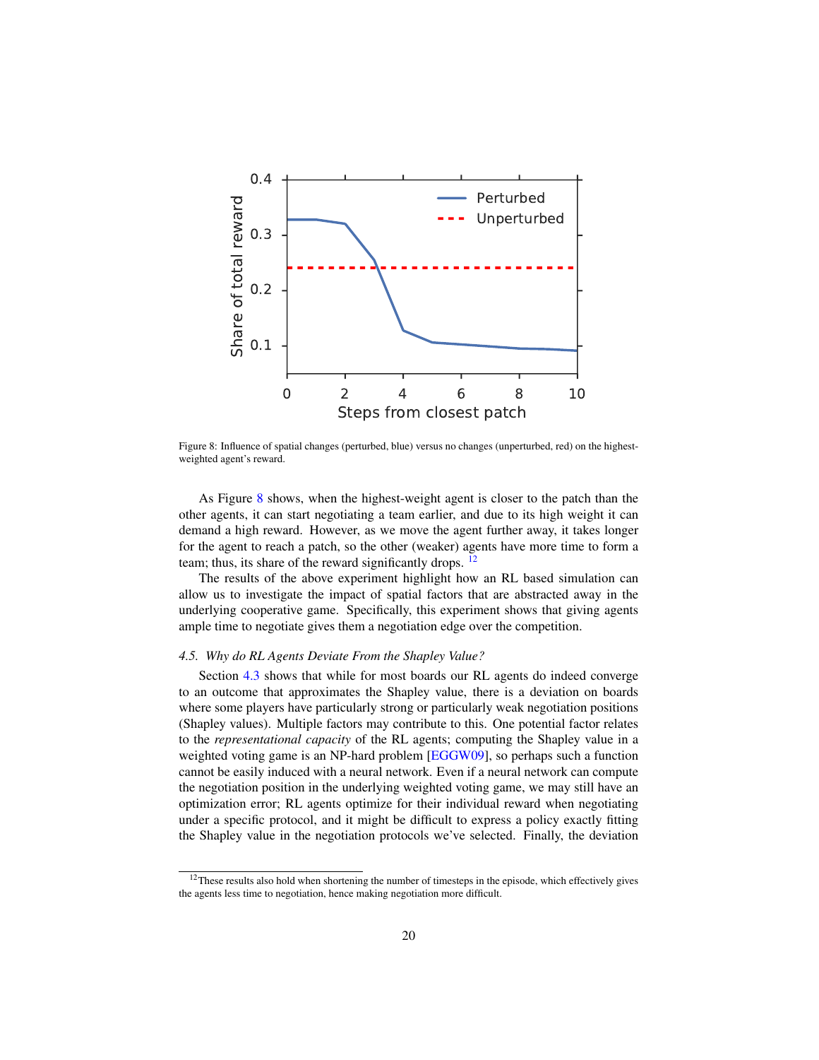Figure 8: Influence of spatial changes (perturbed, blue) versus no changes (unperturbed, red) on the highest-weighted agent's reward.

As Figure 8 shows, when the highest-weight agent is closer to the patch than the other agents, it can start negotiating a team earlier, and due to its high weight it can demand a high reward. However, as we move the agent further away, it takes longer for the agent to reach a patch, so the other (weaker) agents have more time to form a team; thus, its share of the reward significantly drops. [12]

The results of the above experiment highlight how an RL based simulation can allow us to investigate the impact of spatial factors that are abstracted away in the underlying cooperative game. Specifically, this experiment shows that giving agents ample time to negotiate gives them a negotiation edge over the competition.

### 4.5. Why do RL Agents Deviate From the Shapley Value?

Section 4.3 shows that while for most boards our RL agents do indeed converge to an outcome that approximates the Shapley value, there is a deviation on boards where some players have particularly strong or particularly weak negotiation positions (Shapley values). Multiple factors may contribute to this. One potential factor relates to the *representational capacity* of the RL agents; computing the Shapley value in a weighted voting game is an NP-hard problem [EGGW09], so perhaps such a function cannot be easily induced with a neural network. Even if a neural network can compute the negotiation position in the underlying weighted voting game, we may still have an optimization error; RL agents optimize for their individual reward when negotiating under a specific protocol, and it might be difficult to express a policy exactly fitting the Shapley value in the negotiation protocols we've selected. Finally, the deviation

[12] These results also hold when shortening the number of timesteps in the episode, which effectively gives the agents less time to negotiation, hence making negotiation more difficult.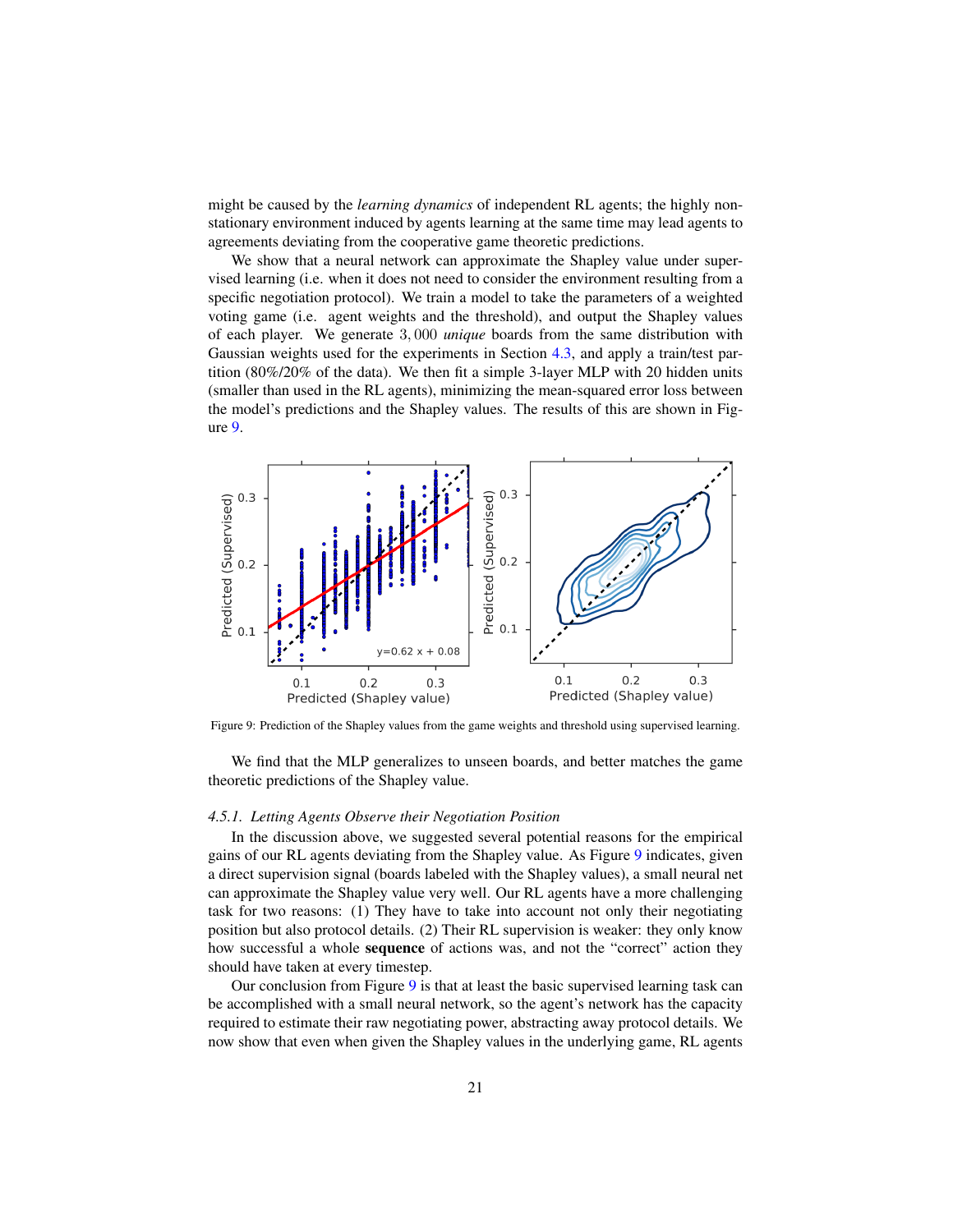might be caused by the *learning dynamics* of independent RL agents; the highly non-stationary environment induced by agents learning at the same time may lead agents to agreements deviating from the cooperative game theoretic predictions.

We show that a neural network can approximate the Shapley value under supervised learning (i.e. when it does not need to consider the environment resulting from a specific negotiation protocol). We train a model to take the parameters of a weighted voting game (i.e. agent weights and the threshold), and output the Shapley values of each player. We generate $3,000$ *unique* boards from the same distribution with Gaussian weights used for the experiments in Section 4.3, and apply a train/test partition (80%/20% of the data). We then fit a simple 3-layer MLP with 20 hidden units (smaller than used in the RL agents), minimizing the mean-squared error loss between the model's predictions and the Shapley values. The results of this are shown in Figure 9.

Predicted (Supervised)
0.1
0.2
0.3
y=0.62 x + 0.08
0.1
0.2
0.3
Predicted (Shapley value)

Predicted (Supervised)
0.1
0.2
0.3
0.1
0.2
0.3
Predicted (Shapley value)

Figure 9: Prediction of the Shapley values from the game weights and threshold using supervised learning.

We find that the MLP generalizes to unseen boards, and better matches the game theoretic predictions of the Shapley value.

#### 4.5.1. Letting Agents Observe their Negotiation Position

In the discussion above, we suggested several potential reasons for the empirical gains of our RL agents deviating from the Shapley value. As Figure 9 indicates, given a direct supervision signal (boards labeled with the Shapley values), a small neural net can approximate the Shapley value very well. Our RL agents have a more challenging task for two reasons: (1) They have to take into account not only their negotiating position but also protocol details. (2) Their RL supervision is weaker: they only know how successful a whole **sequence** of actions was, and not the "correct" action they should have taken at every timestep.

Our conclusion from Figure 9 is that at least the basic supervised learning task can be accomplished with a small neural network, so the agent's network has the capacity required to estimate their raw negotiating power, abstracting away protocol details. We now show that even when given the Shapley values in the underlying game, RL agents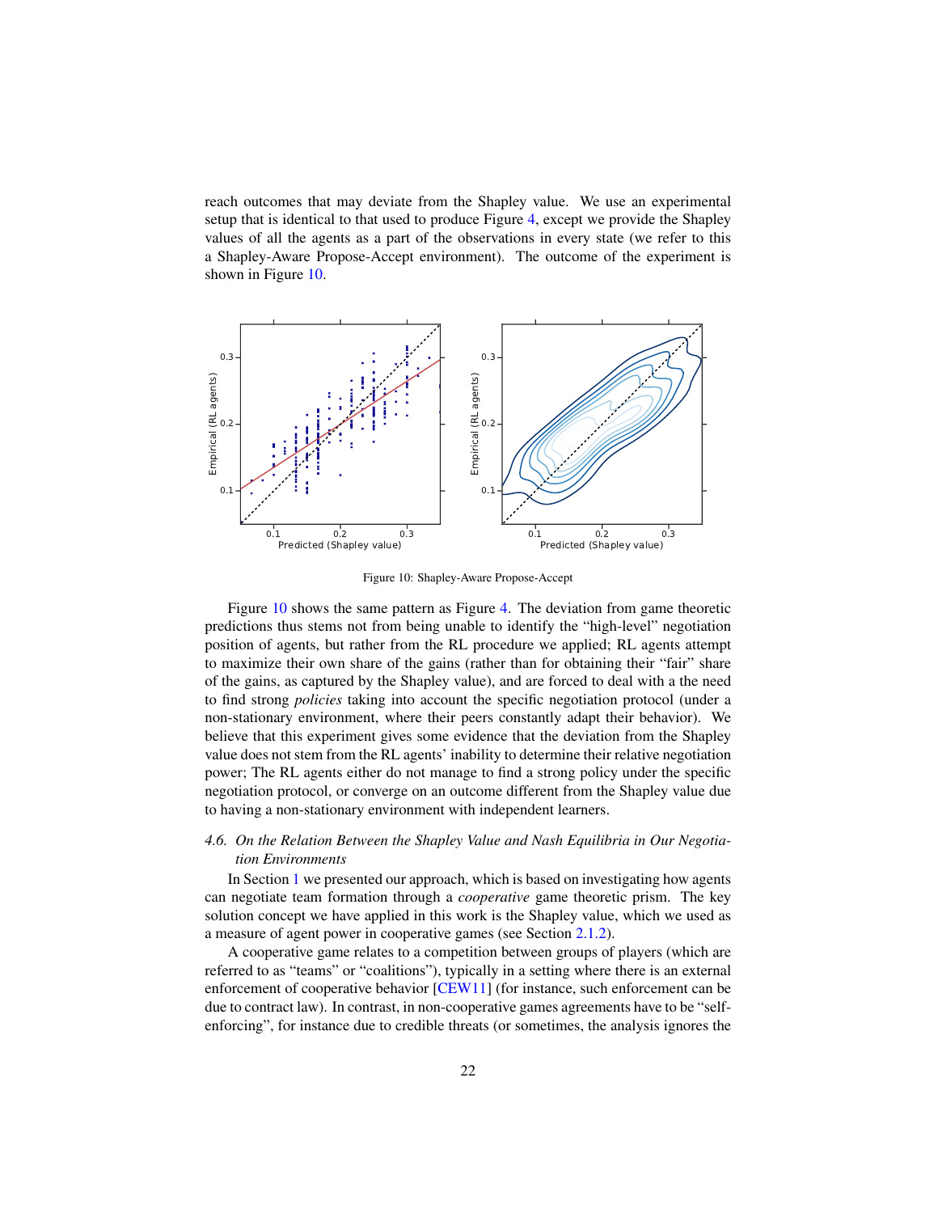reach outcomes that may deviate from the Shapley value. We use an experimental setup that is identical to that used to produce Figure 4, except we provide the Shapley values of all the agents as a part of the observations in every state (we refer to this a Shapley-Aware Propose-Accept environment). The outcome of the experiment is shown in Figure 10.

Empirical (RL agents)
0.3
0.2
0.1
0.1
0.2
0.3
Predicted (Shapley value)

Empirical (RL agents)
0.3
0.2
0.1
0.1
0.2
0.3
Predicted (Shapley value)

Figure 10: Shapley-Aware Propose-Accept

Figure 10 shows the same pattern as Figure 4. The deviation from game theoretic predictions thus stems not from being unable to identify the "high-level" negotiation position of agents, but rather from the RL procedure we applied; RL agents attempt to maximize their own share of the gains (rather than for obtaining their "fair" share of the gains, as captured by the Shapley value), and are forced to deal with a the need to find strong *policies* taking into account the specific negotiation protocol (under a non-stationary environment, where their peers constantly adapt their behavior). We believe that this experiment gives some evidence that the deviation from the Shapley value does not stem from the RL agents' inability to determine their relative negotiation power; The RL agents either do not manage to find a strong policy under the specific negotiation protocol, or converge on an outcome different from the Shapley value due to having a non-stationary environment with independent learners.

### 4.6. On the Relation Between the Shapley Value and Nash Equilibria in Our Negotiation Environments

In Section 1 we presented our approach, which is based on investigating how agents can negotiate team formation through a *cooperative* game theoretic prism. The key solution concept we have applied in this work is the Shapley value, which we used as a measure of agent power in cooperative games (see Section 2.1.2).

A cooperative game relates to a competition between groups of players (which are referred to as "teams" or "coalitions"), typically in a setting where there is an external enforcement of cooperative behavior [CEW11] (for instance, such enforcement can be due to contract law). In contrast, in non-cooperative games agreements have to be "self-enforcing", for instance due to credible threats (or sometimes, the analysis ignores the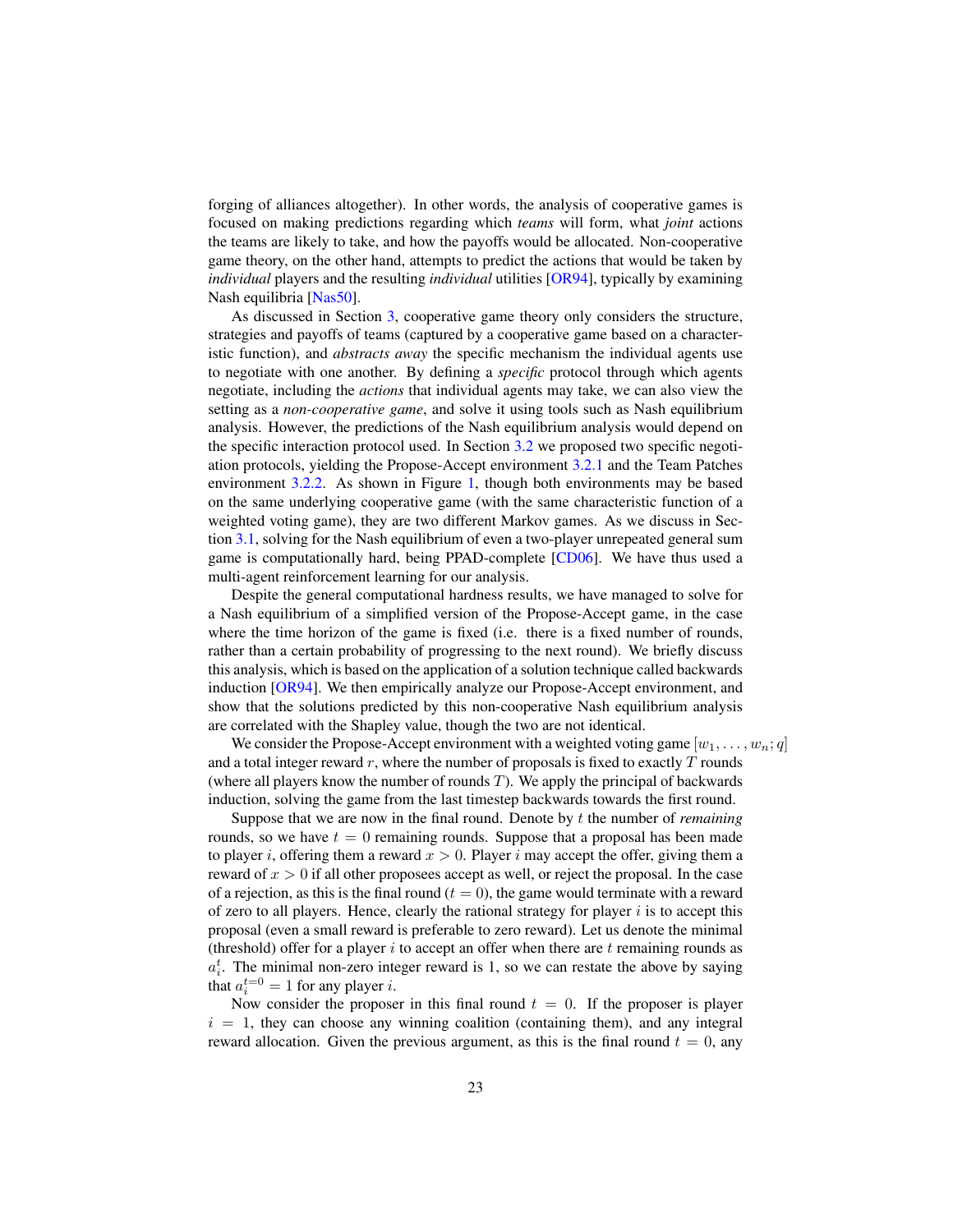forging of alliances altogether). In other words, the analysis of cooperative games is focused on making predictions regarding which *teams* will form, what *joint* actions the teams are likely to take, and how the payoffs would be allocated. Non-cooperative game theory, on the other hand, attempts to predict the actions that would be taken by *individual* players and the resulting *individual* utilities [OR94], typically by examining Nash equilibria [Nas50].

As discussed in Section 3, cooperative game theory only considers the structure, strategies and payoffs of teams (captured by a cooperative game based on a characteristic function), and *abstracts away* the specific mechanism the individual agents use to negotiate with one another. By defining a *specific* protocol through which agents negotiate, including the *actions* that individual agents may take, we can also view the setting as a *non-cooperative game*, and solve it using tools such as Nash equilibrium analysis. However, the predictions of the Nash equilibrium analysis would depend on the specific interaction protocol used. In Section 3.2 we proposed two specific negotiation protocols, yielding the Propose-Accept environment 3.2.1 and the Team Patches environment 3.2.2. As shown in Figure 1, though both environments may be based on the same underlying cooperative game (with the same characteristic function of a weighted voting game), they are two different Markov games. As we discuss in Section 3.1, solving for the Nash equilibrium of even a two-player unrepeated general sum game is computationally hard, being PPAD-complete [CD06]. We have thus used a multi-agent reinforcement learning for our analysis.

Despite the general computational hardness results, we have managed to solve for a Nash equilibrium of a simplified version of the Propose-Accept game, in the case where the time horizon of the game is fixed (i.e. there is a fixed number of rounds, rather than a certain probability of progressing to the next round). We briefly discuss this analysis, which is based on the application of a solution technique called backwards induction [OR94]. We then empirically analyze our Propose-Accept environment, and show that the solutions predicted by this non-cooperative Nash equilibrium analysis are correlated with the Shapley value, though the two are not identical.

We consider the Propose-Accept environment with a weighted voting game $[w_1, \ldots, w_n; q]$ and a total integer reward $r$, where the number of proposals is fixed to exactly $T$ rounds (where all players know the number of rounds $T$). We apply the principal of backwards induction, solving the game from the last timestep backwards towards the first round.

Suppose that we are now in the final round. Denote by $t$ the number of *remaining* rounds, so we have $t = 0$ remaining rounds. Suppose that a proposal has been made to player $i$, offering them a reward $x > 0$. Player $i$ may accept the offer, giving them a reward of $x > 0$ if all other proposees accept as well, or reject the proposal. In the case of a rejection, as this is the final round ($t = 0$), the game would terminate with a reward of zero to all players. Hence, clearly the rational strategy for player $i$ is to accept this proposal (even a small reward is preferable to zero reward). Let us denote the minimal (threshold) offer for a player $i$ to accept an offer when there are $t$ remaining rounds as $a_i^t$. The minimal non-zero integer reward is 1, so we can restate the above by saying that $a_i^{t=0} = 1$ for any player $i$.

Now consider the proposer in this final round $t = 0$. If the proposer is player $i = 1$, they can choose any winning coalition (containing them), and any integral reward allocation. Given the previous argument, as this is the final round $t = 0$, any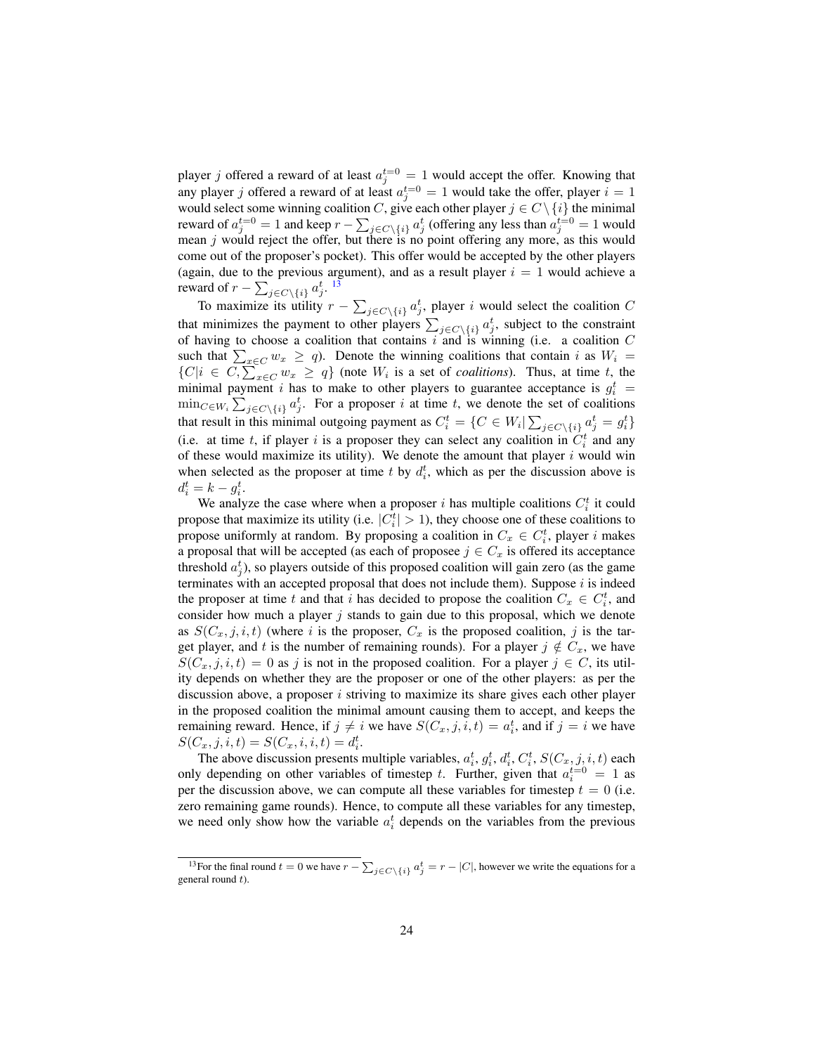player $j$ offered a reward of at least $a_j^{t=0} = 1$ would accept the offer. Knowing that any player $j$ offered a reward of at least $a_j^{t=0} = 1$ would take the offer, player $i = 1$ would select some winning coalition $C$, give each other player $j \in C \setminus \{i\}$ the minimal reward of $a_j^{t=0} = 1$ and keep $r - \sum_{j \in C \setminus \{i\}} a_j^t$ (offering any less than $a_j^{t=0} = 1$ would mean $j$ would reject the offer, but there is no point offering any more, as this would come out of the proposer's pocket). This offer would be accepted by the other players (again, due to the previous argument), and as a result player $i = 1$ would achieve a reward of $r - \sum_{j \in C \setminus \{i\}} a_j^t$. [13]

To maximize its utility $r - \sum_{j \in C \setminus \{i\}} a_j^t$, player $i$ would select the coalition $C$ that minimizes the payment to other players $\sum_{j \in C \setminus \{i\}} a_j^t$, subject to the constraint of having to choose a coalition that contains $i$ and is winning (i.e. a coalition $C$ such that $\sum_{x \in C} w_x \geq q$). Denote the winning coalitions that contain $i$ as $W_i = \{C | i \in C, \sum_{x \in C} w_x \geq q\}$ (note $W_i$ is a set of *coalitions*). Thus, at time $t$, the minimal payment $i$ has to make to other players to guarantee acceptance is $g_i^t = \min_{C \in W_i} \sum_{j \in C \setminus \{i\}} a_j^t$. For a proposer $i$ at time $t$, we denote the set of coalitions that result in this minimal outgoing payment as $C_i^t = \{C \in W_i | \sum_{j \in C \setminus \{i\}} a_j^t = g_i^t\}$ (i.e. at time $t$, if player $i$ is a proposer they can select any coalition in $C_i^t$ and any of these would maximize its utility). We denote the amount that player $i$ would win when selected as the proposer at time $t$ by $d_i^t$, which as per the discussion above is $d_i^t = k - g_i^t$.

We analyze the case where when a proposer $i$ has multiple coalitions $C_i^t$ it could propose that maximize its utility (i.e. $|C_i^t| > 1$), they choose one of these coalitions to propose uniformly at random. By proposing a coalition in $C_x \in C_i^t$, player $i$ makes a proposal that will be accepted (as each of proposee $j \in C_x$ is offered its acceptance threshold $a_j^t$), so players outside of this proposed coalition will gain zero (as the game terminates with an accepted proposal that does not include them). Suppose $i$ is indeed the proposer at time $t$ and that $i$ has decided to propose the coalition $C_x \in C_i^t$, and consider how much a player $j$ stands to gain due to this proposal, which we denote as $S(C_x, j, i, t)$ (where $i$ is the proposer, $C_x$ is the proposed coalition, $j$ is the target player, and $t$ is the number of remaining rounds). For a player $j \notin C_x$, we have $S(C_x, j, i, t) = 0$ as $j$ is not in the proposed coalition. For a player $j \in C$, its utility depends on whether they are the proposer or one of the other players: as per the discussion above, a proposer $i$ striving to maximize its share gives each other player in the proposed coalition the minimal amount causing them to accept, and keeps the remaining reward. Hence, if $j \neq i$ we have $S(C_x, j, i, t) = a_i^t$, and if $j = i$ we have $S(C_x, j, i, t) = S(C_x, i, i, t) = d_i^t$.

The above discussion presents multiple variables, $a_i^t, g_i^t, d_i^t, C_i^t, S(C_x, j, i, t)$ each only depending on other variables of timestep $t$. Further, given that $a_i^{t=0} = 1$ as per the discussion above, we can compute all these variables for timestep $t = 0$ (i.e. zero remaining game rounds). Hence, to compute all these variables for any timestep, we need only show how the variable $a_i^t$ depends on the variables from the previous

[13] For the final round $t = 0$ we have $r - \sum_{j \in C \setminus \{i\}} a_j^t = r - |C|$, however we write the equations for a general round $t$).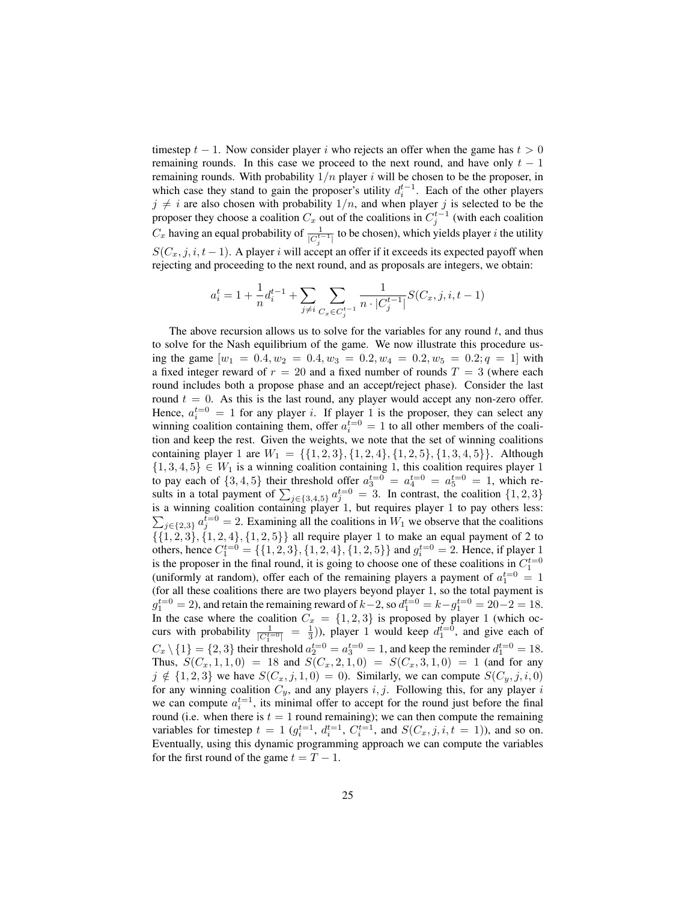timestep $t-1$. Now consider player $i$ who rejects an offer when the game has $t > 0$ remaining rounds. In this case we proceed to the next round, and have only $t-1$ remaining rounds. With probability $1/n$ player $i$ will be chosen to be the proposer, in which case they stand to gain the proposer's utility $d_i^{t-1}$. Each of the other players $j \neq i$ are also chosen with probability $1/n$, and when player $j$ is selected to be the proposer they choose a coalition $C_x$ out of the coalitions in $C_j^{t-1}$ (with each coalition $C_x$ having an equal probability of $\frac{1}{|C_j^{t-1}|}$ to be chosen), which yields player $i$ the utility $S(C_x, j, i, t-1)$. A player $i$ will accept an offer if it exceeds its expected payoff when rejecting and proceeding to the next round, and as proposals are integers, we obtain:

$$a_i^t = 1 + \frac{1}{n} d_i^{t-1} + \sum_{j \neq i} \sum_{C_x \in C_j^{t-1}} \frac{1}{n \cdot |C_j^{t-1}|} S(C_x, j, i, t-1)$$

The above recursion allows us to solve for the variables for any round $t$, and thus to solve for the Nash equilibrium of the game. We now illustrate this procedure using the game $[w_1 = 0.4, w_2 = 0.4, w_3 = 0.2, w_4 = 0.2, w_5 = 0.2; q = 1]$ with a fixed integer reward of $r = 20$ and a fixed number of rounds $T = 3$ (where each round includes both a propose phase and an accept/reject phase). Consider the last round $t = 0$. As this is the last round, any player would accept any non-zero offer. Hence, $a_i^{t=0} = 1$ for any player $i$. If player 1 is the proposer, they can select any winning coalition containing them, offer $a_i^{t=0} = 1$ to all other members of the coalition and keep the rest. Given the weights, we note that the set of winning coalitions containing player 1 are $W_1 = \{\{1,2,3\}, \{1,2,4\}, \{1,2,5\}, \{1,3,4,5\}\}$. Although $\{1,3,4,5\} \in W_1$ is a winning coalition containing 1, this coalition requires player 1 to pay each of $\{3,4,5\}$ their threshold offer $a_3^{t=0} = a_4^{t=0} = a_5^{t=0} = 1$, which results in a total payment of $\sum_{j \in \{3,4,5\}} a_j^{t=0} = 3$. In contrast, the coalition $\{1,2,3\}$ is a winning coalition containing player 1, but requires player 1 to pay others less: $\sum_{j \in \{2,3\}} a_j^{t=0} = 2$. Examining all the coalitions in $W_1$ we observe that the coalitions $\{\{1,2,3\}, \{1,2,4\}, \{1,2,5\}\}$ all require player 1 to make an equal payment of 2 to others, hence $C_1^{t=0} = \{\{1,2,3\}, \{1,2,4\}, \{1,2,5\}\}$ and $g_i^{t=0} = 2$. Hence, if player 1 is the proposer in the final round, it is going to choose one of these coalitions in $C_1^{t=0}$ (uniformly at random), offer each of the remaining players a payment of $a_1^{t=0} = 1$ (for all these coalitions there are two players beyond player 1, so the total payment is $g_1^{t=0} = 2$), and retain the remaining reward of $k-2$, so $d_1^{t=0} = k - g_1^{t=0} = 20 - 2 = 18$. In the case where the coalition $C_x = \{1,2,3\}$ is proposed by player 1 (which occurs with probability $\frac{1}{|C_1^{t=0}|} = \frac{1}{3}$)), player 1 would keep $d_1^{t=0}$, and give each of $C_x \setminus \{1\} = \{2,3\}$ their threshold $a_2^{t=0} = a_3^{t=0} = 1$, and keep the reminder $d_1^{t=0} = 18$. Thus, $S(C_x, 1, 1, 0) = 18$ and $S(C_x, 2, 1, 0) = S(C_x, 3, 1, 0) = 1$ (and for any $j \notin \{1,2,3\}$ we have $S(C_x, j, 1, 0) = 0$). Similarly, we can compute $S(C_y, j, i, 0)$ for any winning coalition $C_y$, and any players $i, j$. Following this, for any player $i$ we can compute $a_i^{t=1}$, its minimal offer to accept for the round just before the final round (i.e. when there is $t = 1$ round remaining); we can then compute the remaining variables for timestep $t = 1$ ($g_i^{t=1}$, $d_i^{t=1}$, $C_i^{t=1}$, and $S(C_x, j, i, t = 1)$), and so on. Eventually, using this dynamic programming approach we can compute the variables for the first round of the game $t = T - 1$.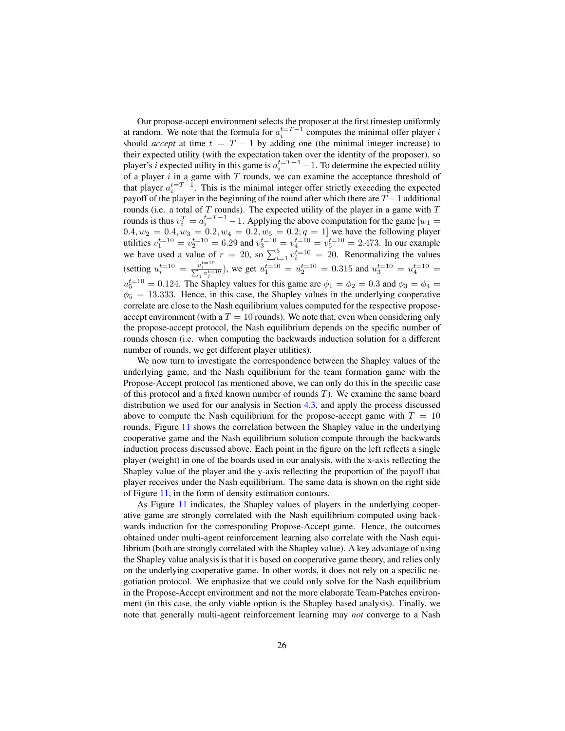Our propose-accept environment selects the proposer at the first timestep uniformly at random. We note that the formula for $a_i^{t=T-1}$ computes the minimal offer player $i$ should *accept* at time $t = T-1$ by adding one (the minimal integer increase) to their expected utility (with the expectation taken over the identity of the proposer), so player's $i$ expected utility in this game is $a_i^{t=T-1} - 1$. To determine the expected utility of a player $i$ in a game with $T$ rounds, we can examine the acceptance threshold of that player $a_i^{t=T-1}$. This is the minimal integer offer strictly exceeding the expected payoff of the player in the beginning of the round after which there are $T-1$ additional rounds (i.e. a total of $T$ rounds). The expected utility of the player in a game with $T$ rounds is thus $v_i^T = a_i^{t=T-1} - 1$. Applying the above computation for the game $[w_1 = 0.4, w_2 = 0.4, w_3 = 0.2, w_4 = 0.2, w_5 = 0.2; q = 1]$ we have the following player utilities $v_1^{t=10} = v_2^{t=10} = 6.29$ and $v_3^{t=10} = v_4^{t=10} = v_5^{t=10} = 2.473$. In our example we have used a value of $r = 20$, so $\sum_{i=1}^{5} v_i^{t=10} = 20$. Renormalizing the values (setting $u_i^{t=10} = \frac{v_i^{t=10}}{\sum_j v_j^{t=10}}$), we get $u_1^{t=10} = u_2^{t=10} = 0.315$ and $u_3^{t=10} = u_4^{t=10} = u_5^{t=10} = 0.124$. The Shapley values for this game are $\phi_1 = \phi_2 = 0.3$ and $\phi_3 = \phi_4 = \phi_5 = 13.333$. Hence, in this case, the Shapley values in the underlying cooperative correlate are close to the Nash equilibrium values computed for the respective propose-accept environment (with a $T = 10$ rounds). We note that, even when considering only the propose-accept protocol, the Nash equilibrium depends on the specific number of rounds chosen (i.e. when computing the backwards induction solution for a different number of rounds, we get different player utilities).

We now turn to investigate the correspondence between the Shapley values of the underlying game, and the Nash equilibrium for the team formation game with the Propose-Accept protocol (as mentioned above, we can only do this in the specific case of this protocol and a fixed known number of rounds $T$). We examine the same board distribution we used for our analysis in Section 4.3, and apply the process discussed above to compute the Nash equilibrium for the propose-accept game with $T = 10$ rounds. Figure 11 shows the correlation between the Shapley value in the underlying cooperative game and the Nash equilibrium solution compute through the backwards induction process discussed above. Each point in the figure on the left reflects a single player (weight) in one of the boards used in our analysis, with the x-axis reflecting the Shapley value of the player and the y-axis reflecting the proportion of the payoff that player receives under the Nash equilibrium. The same data is shown on the right side of Figure 11, in the form of density estimation contours.

As Figure 11 indicates, the Shapley values of players in the underlying cooperative game are strongly correlated with the Nash equilibrium computed using backwards induction for the corresponding Propose-Accept game. Hence, the outcomes obtained under multi-agent reinforcement learning also correlate with the Nash equilibrium (both are strongly correlated with the Shapley value). A key advantage of using the Shapley value analysis is that it is based on cooperative game theory, and relies only on the underlying cooperative game. In other words, it does not rely on a specific negotiation protocol. We emphasize that we could only solve for the Nash equilibrium in the Propose-Accept environment and not the more elaborate Team-Patches environment (in this case, the only viable option is the Shapley based analysis). Finally, we note that generally multi-agent reinforcement learning may *not* converge to a Nash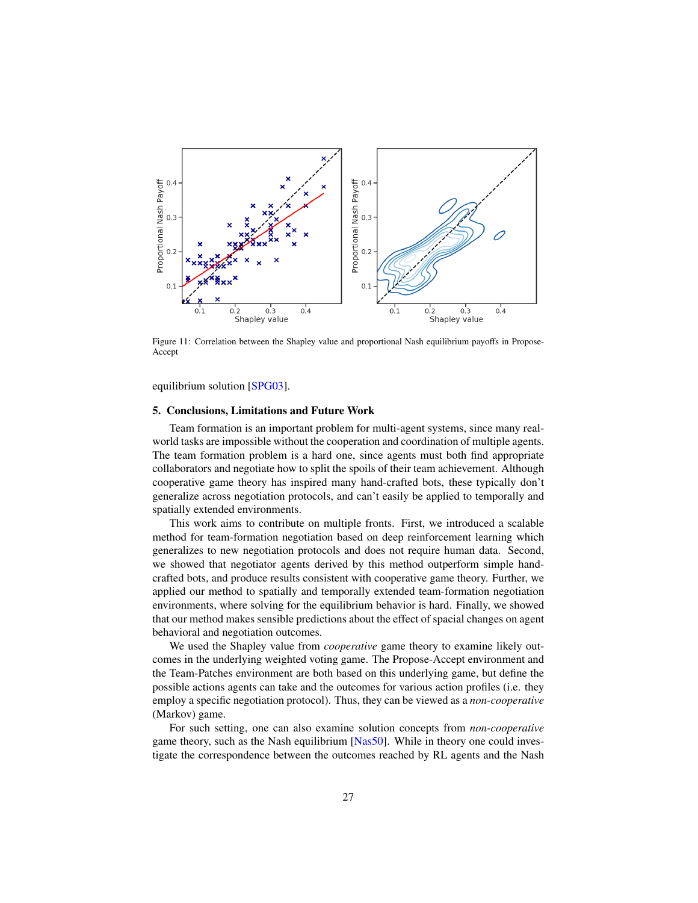Proportional Nash Payoff

0.1 0.2 0.3 0.4

0.1 0.2 0.3 0.4

Shapley value

Proportional Nash Payoff

0.1 0.2 0.3 0.4

0.1 0.2 0.3 0.4

Shapley value

Figure 11: Correlation between the Shapley value and proportional Nash equilibrium payoffs in Propose-Accept

equilibrium solution [SPG03].

## 5. Conclusions, Limitations and Future Work

Team formation is an important problem for multi-agent systems, since many real-world tasks are impossible without the cooperation and coordination of multiple agents. The team formation problem is a hard one, since agents must both find appropriate collaborators and negotiate how to split the spoils of their team achievement. Although cooperative game theory has inspired many hand-crafted bots, these typically don't generalize across negotiation protocols, and can't easily be applied to temporally and spatially extended environments.

This work aims to contribute on multiple fronts. First, we introduced a scalable method for team-formation negotiation based on deep reinforcement learning which generalizes to new negotiation protocols and does not require human data. Second, we showed that negotiator agents derived by this method outperform simple hand-crafted bots, and produce results consistent with cooperative game theory. Further, we applied our method to spatially and temporally extended team-formation negotiation environments, where solving for the equilibrium behavior is hard. Finally, we showed that our method makes sensible predictions about the effect of spacial changes on agent behavioral and negotiation outcomes.

We used the Shapley value from *cooperative* game theory to examine likely outcomes in the underlying weighted voting game. The Propose-Accept environment and the Team-Patches environment are both based on this underlying game, but define the possible actions agents can take and the outcomes for various action profiles (i.e. they employ a specific negotiation protocol). Thus, they can be viewed as a *non-cooperative* (Markov) game.

For such setting, one can also examine solution concepts from *non-cooperative* game theory, such as the Nash equilibrium [Nas50]. While in theory one could investigate the correspondence between the outcomes reached by RL agents and the Nash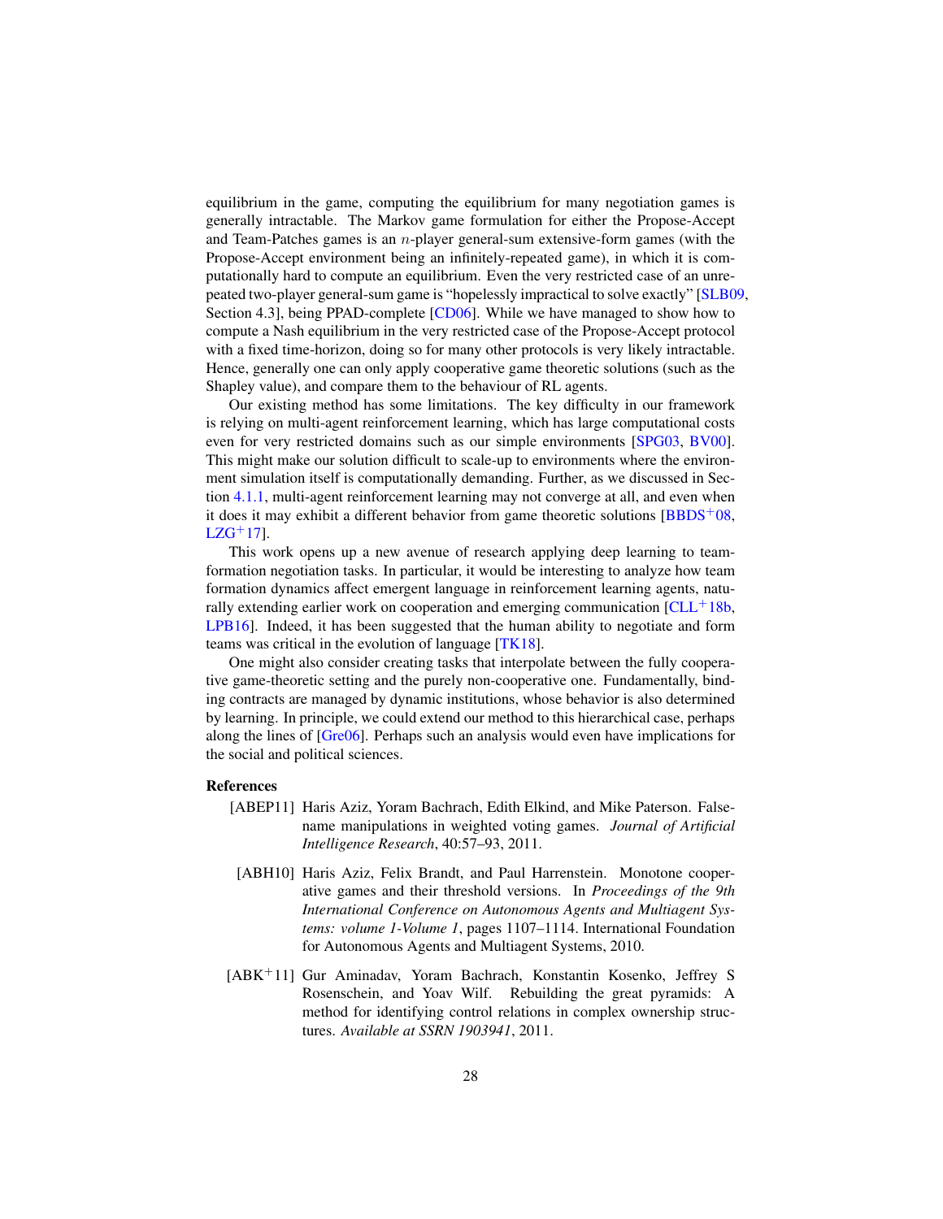equilibrium in the game, computing the equilibrium for many negotiation games is generally intractable. The Markov game formulation for either the Propose-Accept and Team-Patches games is an $n$-player general-sum extensive-form games (with the Propose-Accept environment being an infinitely-repeated game), in which it is computationally hard to compute an equilibrium. Even the very restricted case of an unrepeated two-player general-sum game is "hopelessly impractical to solve exactly" [SLB09, Section 4.3], being PPAD-complete [CD06]. While we have managed to show how to compute a Nash equilibrium in the very restricted case of the Propose-Accept protocol with a fixed time-horizon, doing so for many other protocols is very likely intractable. Hence, generally one can only apply cooperative game theoretic solutions (such as the Shapley value), and compare them to the behaviour of RL agents.

Our existing method has some limitations. The key difficulty in our framework is relying on multi-agent reinforcement learning, which has large computational costs even for very restricted domains such as our simple environments [SPG03, BV00]. This might make our solution difficult to scale-up to environments where the environment simulation itself is computationally demanding. Further, as we discussed in Section 4.1.1, multi-agent reinforcement learning may not converge at all, and even when it does it may exhibit a different behavior from game theoretic solutions [BBDS+08, LZG+17].

This work opens up a new avenue of research applying deep learning to team-formation negotiation tasks. In particular, it would be interesting to analyze how team formation dynamics affect emergent language in reinforcement learning agents, naturally extending earlier work on cooperation and emerging communication [CLL+18b, LPB16]. Indeed, it has been suggested that the human ability to negotiate and form teams was critical in the evolution of language [TK18].

One might also consider creating tasks that interpolate between the fully cooperative game-theoretic setting and the purely non-cooperative one. Fundamentally, binding contracts are managed by dynamic institutions, whose behavior is also determined by learning. In principle, we could extend our method to this hierarchical case, perhaps along the lines of [Gre06]. Perhaps such an analysis would even have implications for the social and political sciences.

## References

[ABEP11] Haris Aziz, Yoram Bachrach, Edith Elkind, and Mike Paterson. False-name manipulations in weighted voting games. *Journal of Artificial Intelligence Research*, 40:57–93, 2011.

[ABH10] Haris Aziz, Felix Brandt, and Paul Harrenstein. Monotone cooperative games and their threshold versions. In *Proceedings of the 9th International Conference on Autonomous Agents and Multiagent Systems: volume 1-Volume 1*, pages 1107–1114. International Foundation for Autonomous Agents and Multiagent Systems, 2010.

[ABK+11] Gur Aminadav, Yoram Bachrach, Konstantin Kosenko, Jeffrey S Rosenschein, and Yoav Wilf. Rebuilding the great pyramids: A method for identifying control relations in complex ownership structures. *Available at SSRN 1903941*, 2011.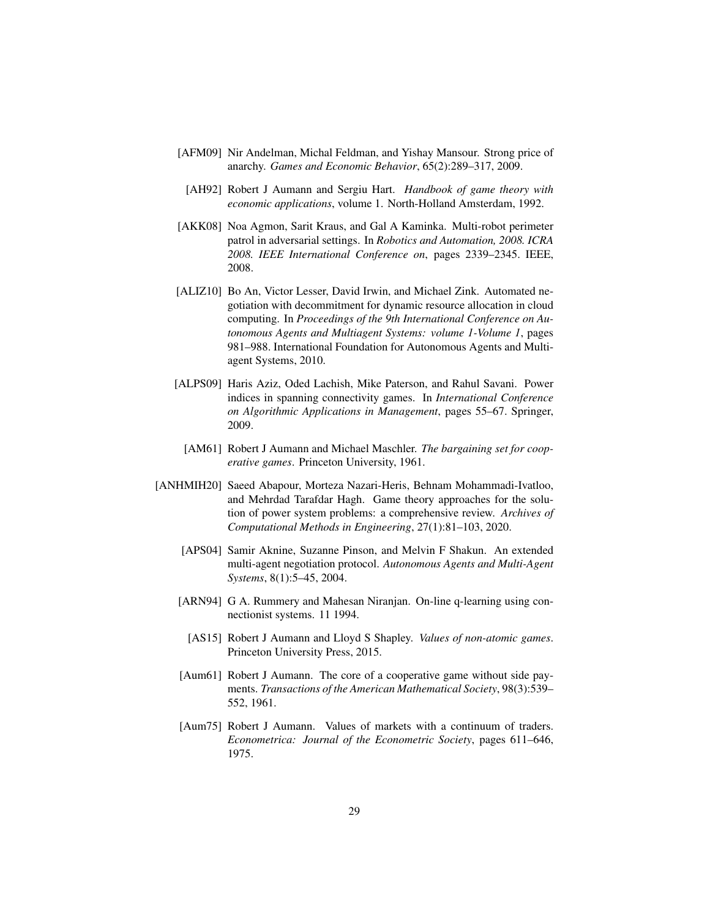[AFM09] Nir Andelman, Michal Feldman, and Yishay Mansour. Strong price of anarchy. *Games and Economic Behavior*, 65(2):289–317, 2009.

[AH92] Robert J Aumann and Sergiu Hart. *Handbook of game theory with economic applications*, volume 1. North-Holland Amsterdam, 1992.

[AKK08] Noa Agmon, Sarit Kraus, and Gal A Kaminka. Multi-robot perimeter patrol in adversarial settings. In *Robotics and Automation, 2008. ICRA 2008. IEEE International Conference on*, pages 2339–2345. IEEE, 2008.

[ALIZ10] Bo An, Victor Lesser, David Irwin, and Michael Zink. Automated negotiation with decommitment for dynamic resource allocation in cloud computing. In *Proceedings of the 9th International Conference on Autonomous Agents and Multiagent Systems: volume 1-Volume 1*, pages 981–988. International Foundation for Autonomous Agents and Multiagent Systems, 2010.

[ALPS09] Haris Aziz, Oded Lachish, Mike Paterson, and Rahul Savani. Power indices in spanning connectivity games. In *International Conference on Algorithmic Applications in Management*, pages 55–67. Springer, 2009.

[AM61] Robert J Aumann and Michael Maschler. *The bargaining set for cooperative games*. Princeton University, 1961.

[ANHMIH20] Saeed Abapour, Morteza Nazari-Heris, Behnam Mohammadi-Ivatloo, and Mehrdad Tarafdar Hagh. Game theory approaches for the solution of power system problems: a comprehensive review. *Archives of Computational Methods in Engineering*, 27(1):81–103, 2020.

[APS04] Samir Aknine, Suzanne Pinson, and Melvin F Shakun. An extended multi-agent negotiation protocol. *Autonomous Agents and Multi-Agent Systems*, 8(1):5–45, 2004.

[ARN94] G A. Rummery and Mahesan Niranjan. On-line q-learning using connectionist systems. 11 1994.

[AS15] Robert J Aumann and Lloyd S Shapley. *Values of non-atomic games*. Princeton University Press, 2015.

[Aum61] Robert J Aumann. The core of a cooperative game without side payments. *Transactions of the American Mathematical Society*, 98(3):539–552, 1961.

[Aum75] Robert J Aumann. Values of markets with a continuum of traders. *Econometrica: Journal of the Econometric Society*, pages 611–646, 1975.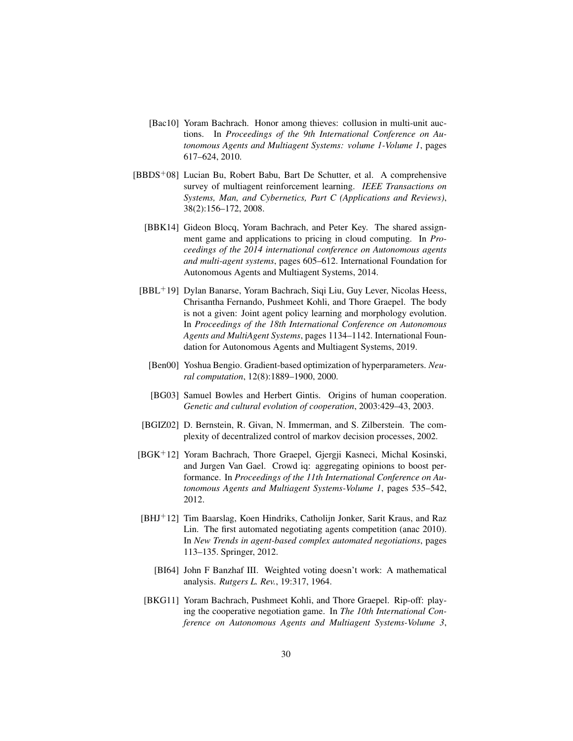[Bac10] Yoram Bachrach. Honor among thieves: collusion in multi-unit auctions. In *Proceedings of the 9th International Conference on Autonomous Agents and Multiagent Systems: volume 1-Volume 1*, pages 617–624, 2010.

[BBDS+08] Lucian Bu, Robert Babu, Bart De Schutter, et al. A comprehensive survey of multiagent reinforcement learning. *IEEE Transactions on Systems, Man, and Cybernetics, Part C (Applications and Reviews)*, 38(2):156–172, 2008.

[BBK14] Gideon Blocq, Yoram Bachrach, and Peter Key. The shared assignment game and applications to pricing in cloud computing. In *Proceedings of the 2014 international conference on Autonomous agents and multi-agent systems*, pages 605–612. International Foundation for Autonomous Agents and Multiagent Systems, 2014.

[BBL+19] Dylan Banarse, Yoram Bachrach, Siqi Liu, Guy Lever, Nicolas Heess, Chrisantha Fernando, Pushmeet Kohli, and Thore Graepel. The body is not a given: Joint agent policy learning and morphology evolution. In *Proceedings of the 18th International Conference on Autonomous Agents and MultiAgent Systems*, pages 1134–1142. International Foundation for Autonomous Agents and Multiagent Systems, 2019.

[Ben00] Yoshua Bengio. Gradient-based optimization of hyperparameters. *Neural computation*, 12(8):1889–1900, 2000.

[BG03] Samuel Bowles and Herbert Gintis. Origins of human cooperation. *Genetic and cultural evolution of cooperation*, 2003:429–43, 2003.

[BGIZ02] D. Bernstein, R. Givan, N. Immerman, and S. Zilberstein. The complexity of decentralized control of markov decision processes, 2002.

[BGK+12] Yoram Bachrach, Thore Graepel, Gjergji Kasneci, Michal Kosinski, and Jurgen Van Gael. Crowd iq: aggregating opinions to boost performance. In *Proceedings of the 11th International Conference on Autonomous Agents and Multiagent Systems-Volume 1*, pages 535–542, 2012.

[BHJ+12] Tim Baarslag, Koen Hindriks, Catholijn Jonker, Sarit Kraus, and Raz Lin. The first automated negotiating agents competition (anac 2010). In *New Trends in agent-based complex automated negotiations*, pages 113–135. Springer, 2012.

[BI64] John F Banzhaf III. Weighted voting doesn't work: A mathematical analysis. *Rutgers L. Rev.*, 19:317, 1964.

[BKG11] Yoram Bachrach, Pushmeet Kohli, and Thore Graepel. Rip-off: playing the cooperative negotiation game. In *The 10th International Conference on Autonomous Agents and Multiagent Systems-Volume 3*,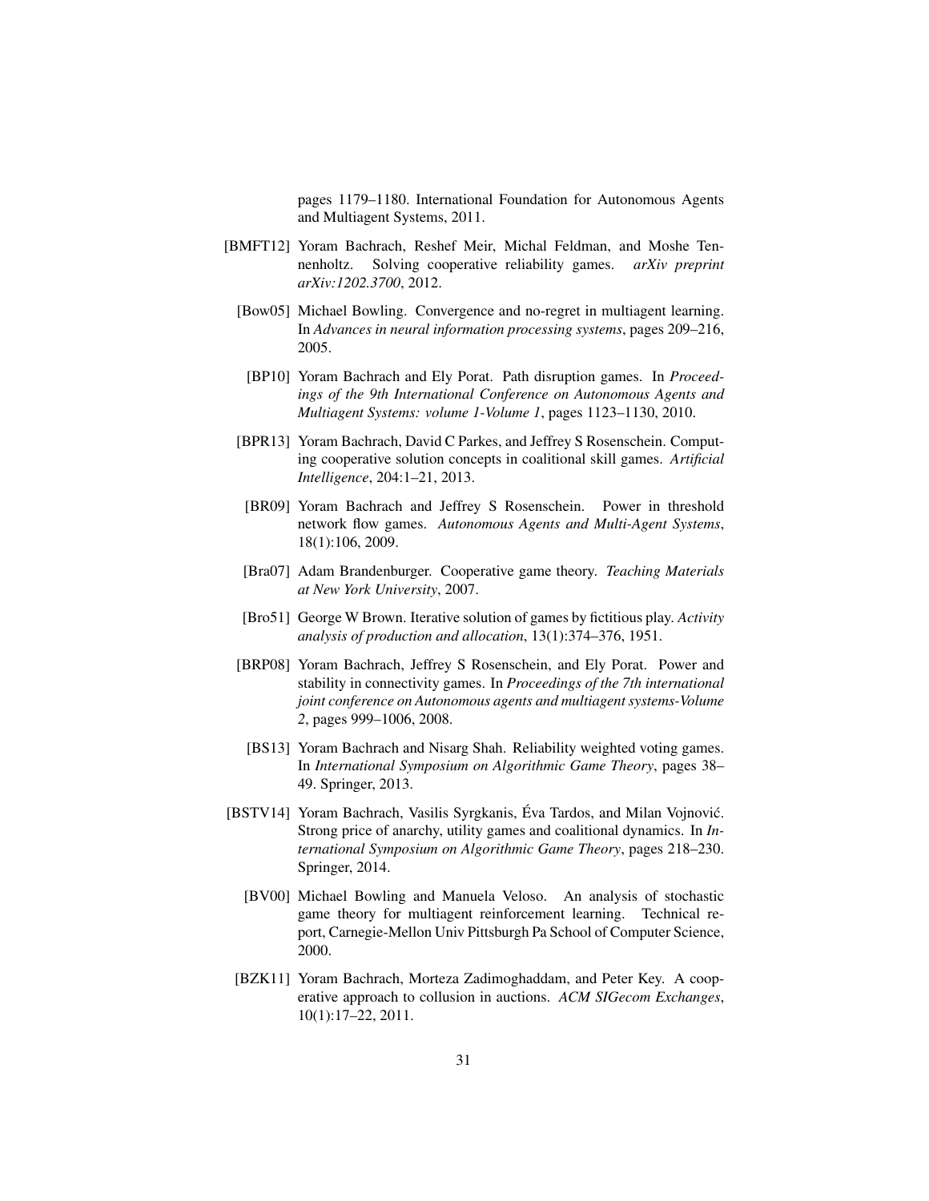pages 1179–1180. International Foundation for Autonomous Agents and Multiagent Systems, 2011.

[BMFT12] Yoram Bachrach, Reshef Meir, Michal Feldman, and Moshe Tennenholtz. Solving cooperative reliability games. *arXiv preprint arXiv:1202.3700*, 2012.

[Bow05] Michael Bowling. Convergence and no-regret in multiagent learning. In *Advances in neural information processing systems*, pages 209–216, 2005.

[BP10] Yoram Bachrach and Ely Porat. Path disruption games. In *Proceedings of the 9th International Conference on Autonomous Agents and Multiagent Systems: volume 1-Volume 1*, pages 1123–1130, 2010.

[BPR13] Yoram Bachrach, David C Parkes, and Jeffrey S Rosenschein. Computing cooperative solution concepts in coalitional skill games. *Artificial Intelligence*, 204:1–21, 2013.

[BR09] Yoram Bachrach and Jeffrey S Rosenschein. Power in threshold network flow games. *Autonomous Agents and Multi-Agent Systems*, 18(1):106, 2009.

[Bra07] Adam Brandenburger. Cooperative game theory. *Teaching Materials at New York University*, 2007.

[Bro51] George W Brown. Iterative solution of games by fictitious play. *Activity analysis of production and allocation*, 13(1):374–376, 1951.

[BRP08] Yoram Bachrach, Jeffrey S Rosenschein, and Ely Porat. Power and stability in connectivity games. In *Proceedings of the 7th international joint conference on Autonomous agents and multiagent systems-Volume 2*, pages 999–1006, 2008.

[BS13] Yoram Bachrach and Nisarg Shah. Reliability weighted voting games. In *International Symposium on Algorithmic Game Theory*, pages 38–49. Springer, 2013.

[BSTV14] Yoram Bachrach, Vasilis Syrgkanis, Éva Tardos, and Milan Vojnović. Strong price of anarchy, utility games and coalitional dynamics. In *International Symposium on Algorithmic Game Theory*, pages 218–230. Springer, 2014.

[BV00] Michael Bowling and Manuela Veloso. An analysis of stochastic game theory for multiagent reinforcement learning. Technical report, Carnegie-Mellon Univ Pittsburgh Pa School of Computer Science, 2000.

[BZK11] Yoram Bachrach, Morteza Zadimoghaddam, and Peter Key. A cooperative approach to collusion in auctions. *ACM SIGecom Exchanges*, 10(1):17–22, 2011.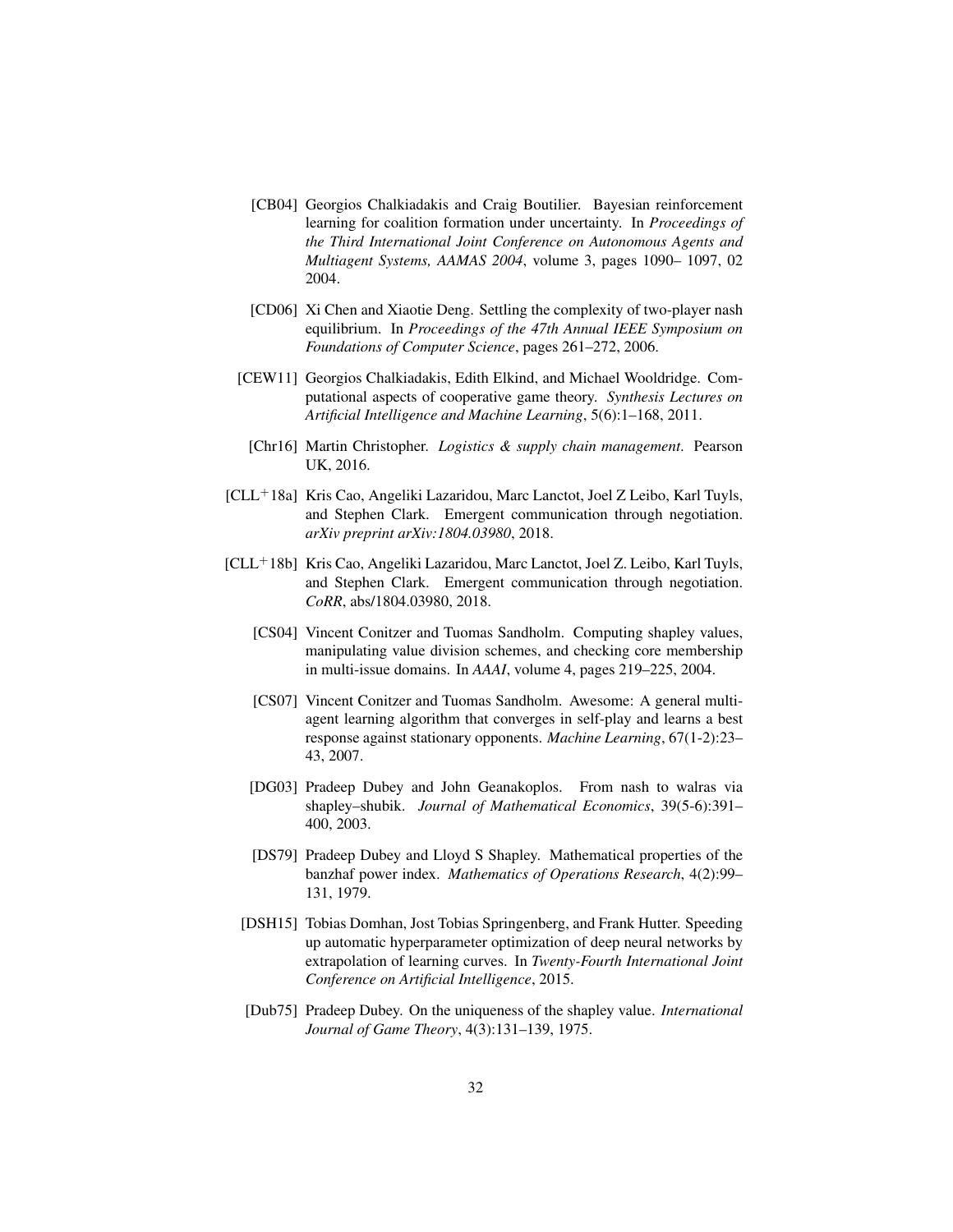[CB04] Georgios Chalkiadakis and Craig Boutilier. Bayesian reinforcement learning for coalition formation under uncertainty. In *Proceedings of the Third International Joint Conference on Autonomous Agents and Multiagent Systems, AAMAS 2004*, volume 3, pages 1090– 1097, 02 2004.

[CD06] Xi Chen and Xiaotie Deng. Settling the complexity of two-player nash equilibrium. In *Proceedings of the 47th Annual IEEE Symposium on Foundations of Computer Science*, pages 261–272, 2006.

[CEW11] Georgios Chalkiadakis, Edith Elkind, and Michael Wooldridge. Computational aspects of cooperative game theory. *Synthesis Lectures on Artificial Intelligence and Machine Learning*, 5(6):1–168, 2011.

[Chr16] Martin Christopher. *Logistics & supply chain management*. Pearson UK, 2016.

[CLL+18a] Kris Cao, Angeliki Lazaridou, Marc Lanctot, Joel Z Leibo, Karl Tuyls, and Stephen Clark. Emergent communication through negotiation. *arXiv preprint arXiv:1804.03980*, 2018.

[CLL+18b] Kris Cao, Angeliki Lazaridou, Marc Lanctot, Joel Z. Leibo, Karl Tuyls, and Stephen Clark. Emergent communication through negotiation. *CoRR*, abs/1804.03980, 2018.

[CS04] Vincent Conitzer and Tuomas Sandholm. Computing shapley values, manipulating value division schemes, and checking core membership in multi-issue domains. In *AAAI*, volume 4, pages 219–225, 2004.

[CS07] Vincent Conitzer and Tuomas Sandholm. Awesome: A general multiagent learning algorithm that converges in self-play and learns a best response against stationary opponents. *Machine Learning*, 67(1-2):23–43, 2007.

[DG03] Pradeep Dubey and John Geanakoplos. From nash to walras via shapley–shubik. *Journal of Mathematical Economics*, 39(5-6):391–400, 2003.

[DS79] Pradeep Dubey and Lloyd S Shapley. Mathematical properties of the banzhaf power index. *Mathematics of Operations Research*, 4(2):99–131, 1979.

[DSH15] Tobias Domhan, Jost Tobias Springenberg, and Frank Hutter. Speeding up automatic hyperparameter optimization of deep neural networks by extrapolation of learning curves. In *Twenty-Fourth International Joint Conference on Artificial Intelligence*, 2015.

[Dub75] Pradeep Dubey. On the uniqueness of the shapley value. *International Journal of Game Theory*, 4(3):131–139, 1975.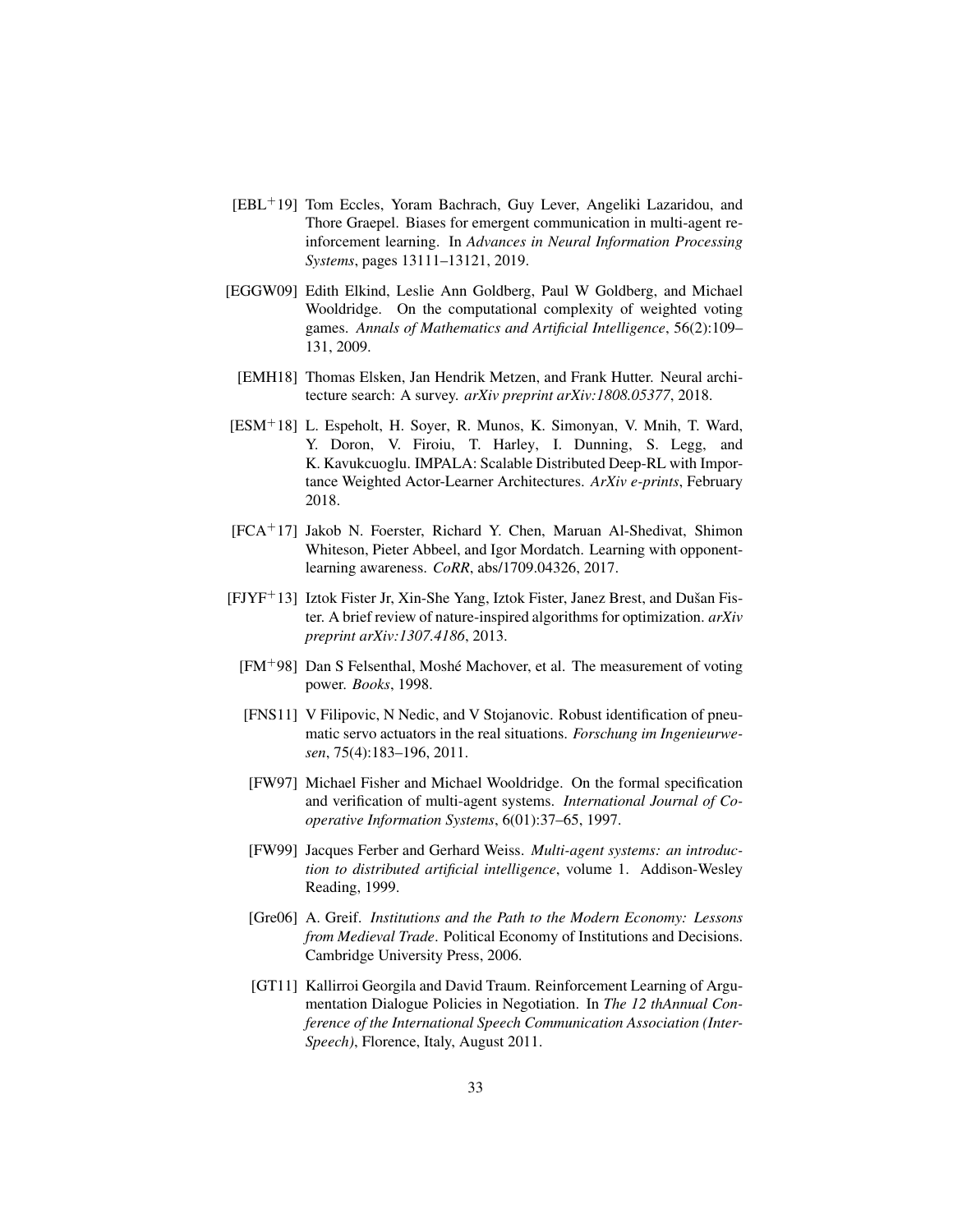[EBL+19] Tom Eccles, Yoram Bachrach, Guy Lever, Angeliki Lazaridou, and Thore Graepel. Biases for emergent communication in multi-agent reinforcement learning. In *Advances in Neural Information Processing Systems*, pages 13111–13121, 2019.

[EGGW09] Edith Elkind, Leslie Ann Goldberg, Paul W Goldberg, and Michael Wooldridge. On the computational complexity of weighted voting games. *Annals of Mathematics and Artificial Intelligence*, 56(2):109–131, 2009.

[EMH18] Thomas Elsken, Jan Hendrik Metzen, and Frank Hutter. Neural architecture search: A survey. *arXiv preprint arXiv:1808.05377*, 2018.

[ESM+18] L. Espeholt, H. Soyer, R. Munos, K. Simonyan, V. Mnih, T. Ward, Y. Doron, V. Firoiu, T. Harley, I. Dunning, S. Legg, and K. Kavukcuoglu. IMPALA: Scalable Distributed Deep-RL with Importance Weighted Actor-Learner Architectures. *ArXiv e-prints*, February 2018.

[FCA+17] Jakob N. Foerster, Richard Y. Chen, Maruan Al-Shedivat, Shimon Whiteson, Pieter Abbeel, and Igor Mordatch. Learning with opponent-learning awareness. *CoRR*, abs/1709.04326, 2017.

[FJYF+13] Iztok Fister Jr, Xin-She Yang, Iztok Fister, Janez Brest, and Dušan Fister. A brief review of nature-inspired algorithms for optimization. *arXiv preprint arXiv:1307.4186*, 2013.

[FM+98] Dan S Felsenthal, Moshé Machover, et al. The measurement of voting power. *Books*, 1998.

[FNS11] V Filipovic, N Nedic, and V Stojanovic. Robust identification of pneumatic servo actuators in the real situations. *Forschung im Ingenieurwesen*, 75(4):183–196, 2011.

[FW97] Michael Fisher and Michael Wooldridge. On the formal specification and verification of multi-agent systems. *International Journal of Cooperative Information Systems*, 6(01):37–65, 1997.

[FW99] Jacques Ferber and Gerhard Weiss. *Multi-agent systems: an introduction to distributed artificial intelligence*, volume 1. Addison-Wesley Reading, 1999.

[Gre06] A. Greif. *Institutions and the Path to the Modern Economy: Lessons from Medieval Trade*. Political Economy of Institutions and Decisions. Cambridge University Press, 2006.

[GT11] Kallirroi Georgila and David Traum. Reinforcement Learning of Argumentation Dialogue Policies in Negotiation. In *The 12 thAnnual Conference of the International Speech Communication Association (InterSpeech)*, Florence, Italy, August 2011.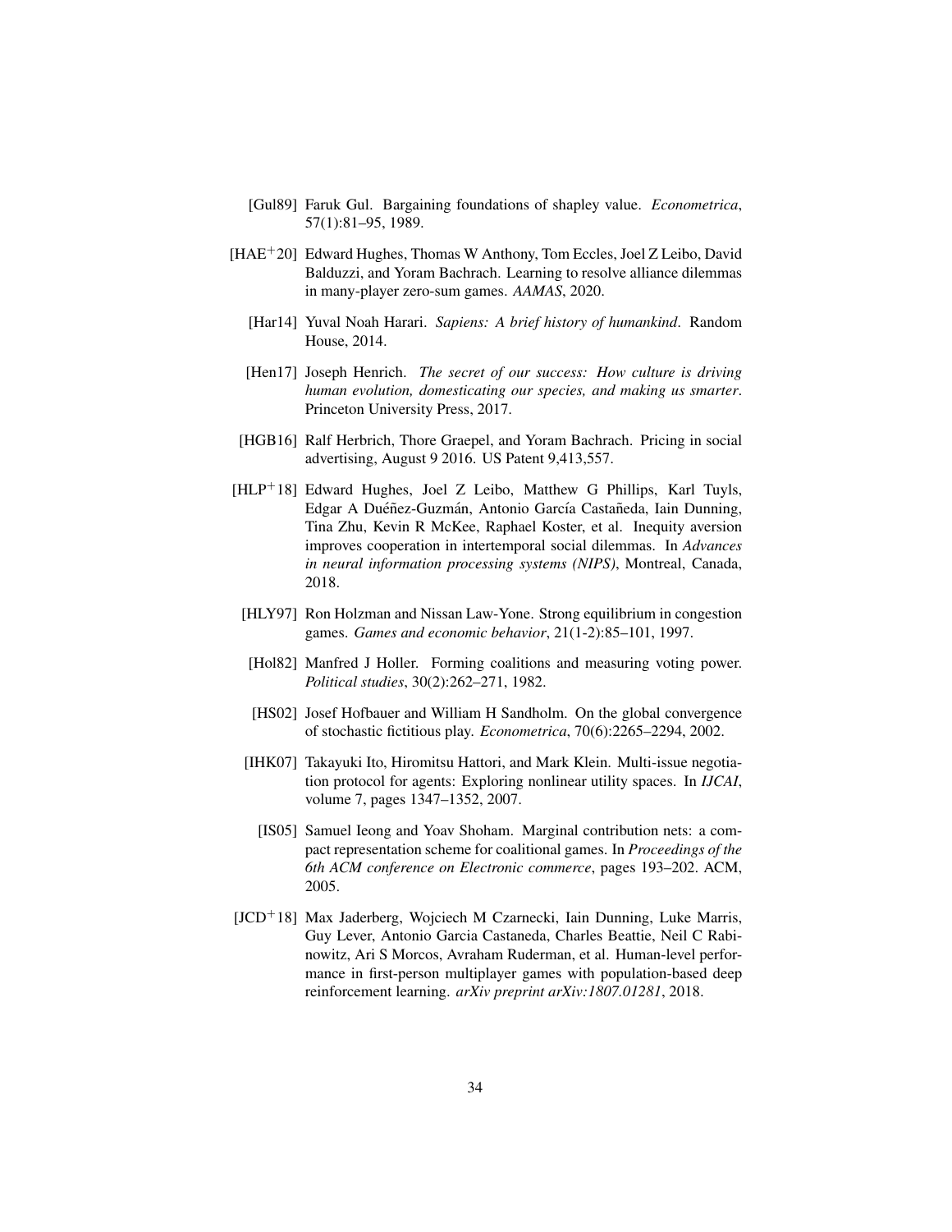[Gul89] Faruk Gul. Bargaining foundations of shapley value. *Econometrica*, 57(1):81–95, 1989.

[HAE+20] Edward Hughes, Thomas W Anthony, Tom Eccles, Joel Z Leibo, David Balduzzi, and Yoram Bachrach. Learning to resolve alliance dilemmas in many-player zero-sum games. *AAMAS*, 2020.

[Har14] Yuval Noah Harari. *Sapiens: A brief history of humankind*. Random House, 2014.

[Hen17] Joseph Henrich. *The secret of our success: How culture is driving human evolution, domesticating our species, and making us smarter*. Princeton University Press, 2017.

[HGB16] Ralf Herbrich, Thore Graepel, and Yoram Bachrach. Pricing in social advertising, August 9 2016. US Patent 9,413,557.

[HLP+18] Edward Hughes, Joel Z Leibo, Matthew G Phillips, Karl Tuyls, Edgar A Duéñez-Guzmán, Antonio García Castañeda, Iain Dunning, Tina Zhu, Kevin R McKee, Raphael Koster, et al. Inequity aversion improves cooperation in intertemporal social dilemmas. In *Advances in neural information processing systems (NIPS)*, Montreal, Canada, 2018.

[HLY97] Ron Holzman and Nissan Law-Yone. Strong equilibrium in congestion games. *Games and economic behavior*, 21(1-2):85–101, 1997.

[Hol82] Manfred J Holler. Forming coalitions and measuring voting power. *Political studies*, 30(2):262–271, 1982.

[HS02] Josef Hofbauer and William H Sandholm. On the global convergence of stochastic fictitious play. *Econometrica*, 70(6):2265–2294, 2002.

[IHK07] Takayuki Ito, Hiromitsu Hattori, and Mark Klein. Multi-issue negotiation protocol for agents: Exploring nonlinear utility spaces. In *IJCAI*, volume 7, pages 1347–1352, 2007.

[IS05] Samuel Ieong and Yoav Shoham. Marginal contribution nets: a compact representation scheme for coalitional games. In *Proceedings of the 6th ACM conference on Electronic commerce*, pages 193–202. ACM, 2005.

[JCD+18] Max Jaderberg, Wojciech M Czarnecki, Iain Dunning, Luke Marris, Guy Lever, Antonio Garcia Castaneda, Charles Beattie, Neil C Rabinowitz, Ari S Morcos, Avraham Ruderman, et al. Human-level performance in first-person multiplayer games with population-based deep reinforcement learning. *arXiv preprint arXiv:1807.01281*, 2018.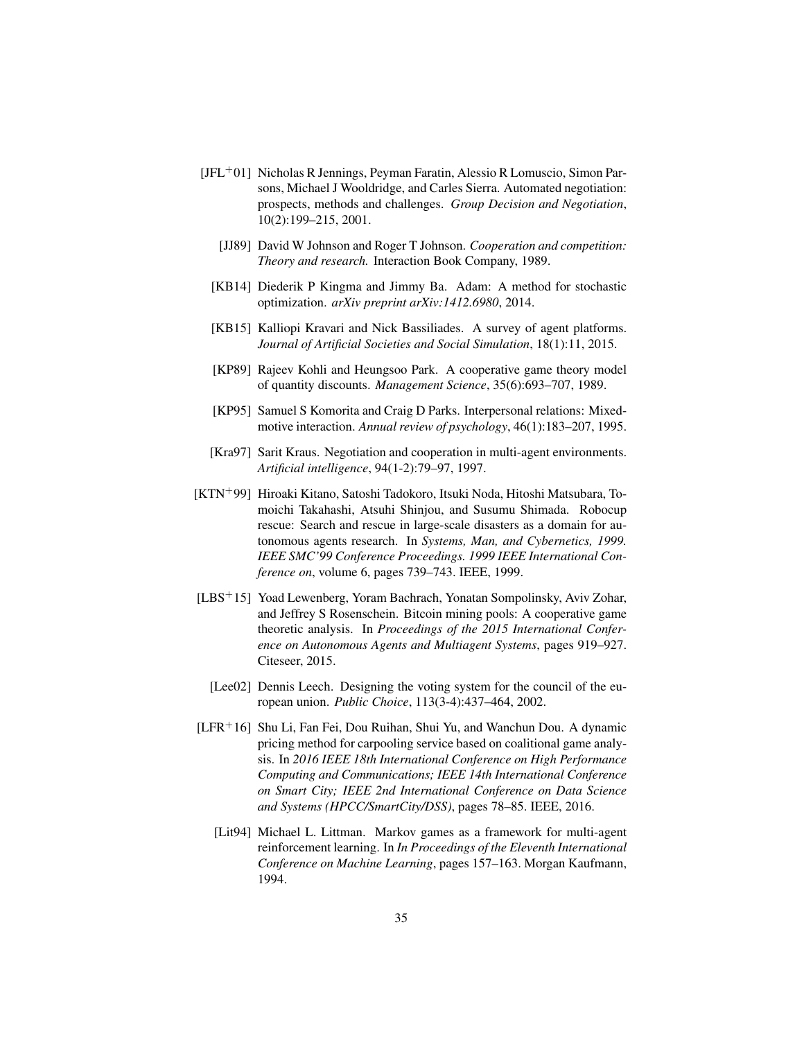[JFL+01] Nicholas R Jennings, Peyman Faratin, Alessio R Lomuscio, Simon Parsons, Michael J Wooldridge, and Carles Sierra. Automated negotiation: prospects, methods and challenges. *Group Decision and Negotiation*, 10(2):199–215, 2001.

[JJ89] David W Johnson and Roger T Johnson. *Cooperation and competition: Theory and research.* Interaction Book Company, 1989.

[KB14] Diederik P Kingma and Jimmy Ba. Adam: A method for stochastic optimization. *arXiv preprint arXiv:1412.6980*, 2014.

[KB15] Kalliopi Kravari and Nick Bassiliades. A survey of agent platforms. *Journal of Artificial Societies and Social Simulation*, 18(1):11, 2015.

[KP89] Rajeev Kohli and Heungsoo Park. A cooperative game theory model of quantity discounts. *Management Science*, 35(6):693–707, 1989.

[KP95] Samuel S Komorita and Craig D Parks. Interpersonal relations: Mixed-motive interaction. *Annual review of psychology*, 46(1):183–207, 1995.

[Kra97] Sarit Kraus. Negotiation and cooperation in multi-agent environments. *Artificial intelligence*, 94(1-2):79–97, 1997.

[KTN+99] Hiroaki Kitano, Satoshi Tadokoro, Itsuki Noda, Hitoshi Matsubara, Tomoichi Takahashi, Atsuhi Shinjou, and Susumu Shimada. Robocup rescue: Search and rescue in large-scale disasters as a domain for autonomous agents research. In *Systems, Man, and Cybernetics, 1999. IEEE SMC'99 Conference Proceedings. 1999 IEEE International Conference on*, volume 6, pages 739–743. IEEE, 1999.

[LBS+15] Yoad Lewenberg, Yoram Bachrach, Yonatan Sompolinsky, Aviv Zohar, and Jeffrey S Rosenschein. Bitcoin mining pools: A cooperative game theoretic analysis. In *Proceedings of the 2015 International Conference on Autonomous Agents and Multiagent Systems*, pages 919–927. Citeseer, 2015.

[Lee02] Dennis Leech. Designing the voting system for the council of the european union. *Public Choice*, 113(3-4):437–464, 2002.

[LFR+16] Shu Li, Fan Fei, Dou Ruihan, Shui Yu, and Wanchun Dou. A dynamic pricing method for carpooling service based on coalitional game analysis. In *2016 IEEE 18th International Conference on High Performance Computing and Communications; IEEE 14th International Conference on Smart City; IEEE 2nd International Conference on Data Science and Systems (HPCC/SmartCity/DSS)*, pages 78–85. IEEE, 2016.

[Lit94] Michael L. Littman. Markov games as a framework for multi-agent reinforcement learning. In *In Proceedings of the Eleventh International Conference on Machine Learning*, pages 157–163. Morgan Kaufmann, 1994.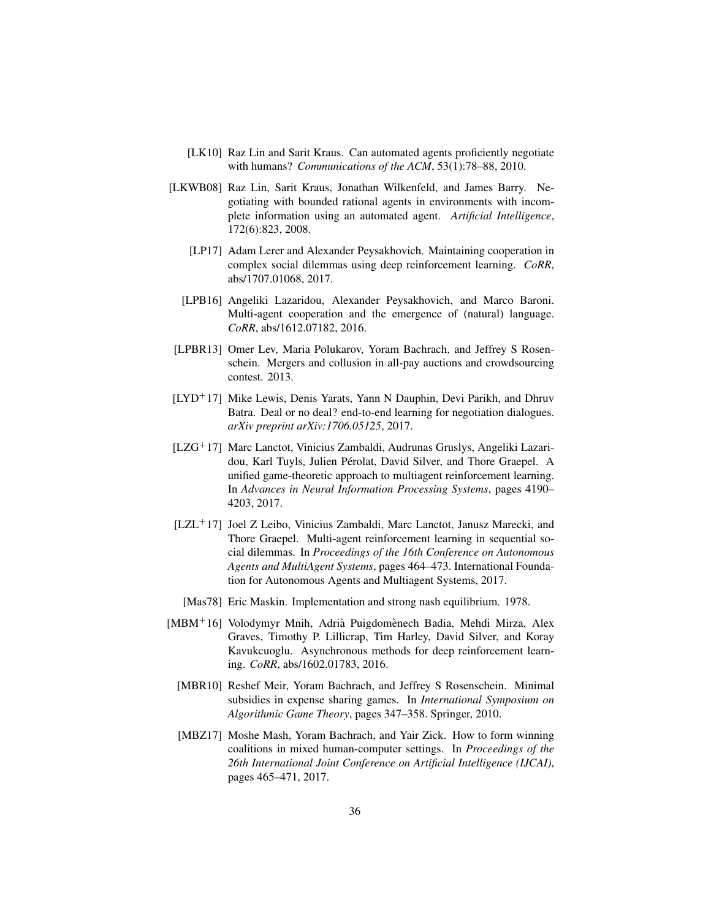[LK10] Raz Lin and Sarit Kraus. Can automated agents proficiently negotiate with humans? *Communications of the ACM*, 53(1):78–88, 2010.

[LKWB08] Raz Lin, Sarit Kraus, Jonathan Wilkenfeld, and James Barry. Negotiating with bounded rational agents in environments with incomplete information using an automated agent. *Artificial Intelligence*, 172(6):823, 2008.

[LP17] Adam Lerer and Alexander Peysakhovich. Maintaining cooperation in complex social dilemmas using deep reinforcement learning. *CoRR*, abs/1707.01068, 2017.

[LPB16] Angeliki Lazaridou, Alexander Peysakhovich, and Marco Baroni. Multi-agent cooperation and the emergence of (natural) language. *CoRR*, abs/1612.07182, 2016.

[LPBR13] Omer Lev, Maria Polukarov, Yoram Bachrach, and Jeffrey S Rosenschein. Mergers and collusion in all-pay auctions and crowdsourcing contest. 2013.

[LYD+17] Mike Lewis, Denis Yarats, Yann N Dauphin, Devi Parikh, and Dhruv Batra. Deal or no deal? end-to-end learning for negotiation dialogues. *arXiv preprint arXiv:1706.05125*, 2017.

[LZG+17] Marc Lanctot, Vinicius Zambaldi, Audrunas Gruslys, Angeliki Lazaridou, Karl Tuyls, Julien Pérolat, David Silver, and Thore Graepel. A unified game-theoretic approach to multiagent reinforcement learning. In *Advances in Neural Information Processing Systems*, pages 4190–4203, 2017.

[LZL+17] Joel Z Leibo, Vinicius Zambaldi, Marc Lanctot, Janusz Marecki, and Thore Graepel. Multi-agent reinforcement learning in sequential social dilemmas. In *Proceedings of the 16th Conference on Autonomous Agents and MultiAgent Systems*, pages 464–473. International Foundation for Autonomous Agents and Multiagent Systems, 2017.

[Mas78] Eric Maskin. Implementation and strong nash equilibrium. 1978.

[MBM+16] Volodymyr Mnih, Adrià Puigdomènech Badia, Mehdi Mirza, Alex Graves, Timothy P. Lillicrap, Tim Harley, David Silver, and Koray Kavukcuoglu. Asynchronous methods for deep reinforcement learning. *CoRR*, abs/1602.01783, 2016.

[MBR10] Reshef Meir, Yoram Bachrach, and Jeffrey S Rosenschein. Minimal subsidies in expense sharing games. In *International Symposium on Algorithmic Game Theory*, pages 347–358. Springer, 2010.

[MBZ17] Moshe Mash, Yoram Bachrach, and Yair Zick. How to form winning coalitions in mixed human-computer settings. In *Proceedings of the 26th International Joint Conference on Artificial Intelligence (IJCAI)*, pages 465–471, 2017.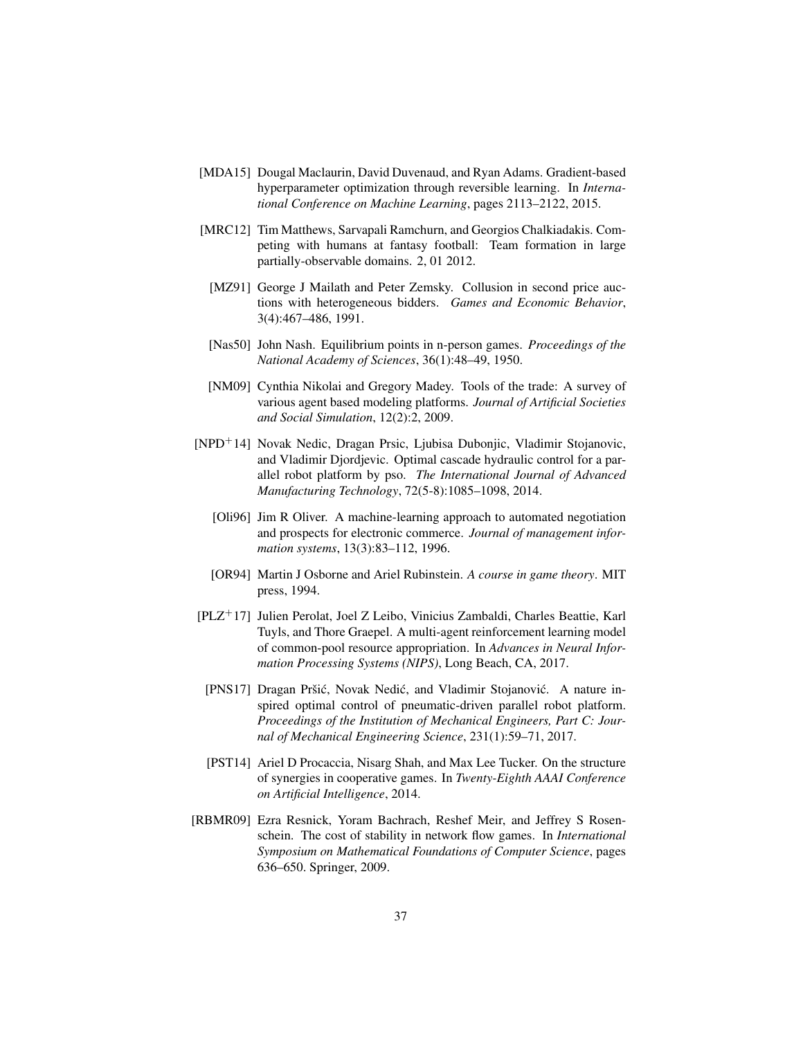[MDA15] Dougal Maclaurin, David Duvenaud, and Ryan Adams. Gradient-based hyperparameter optimization through reversible learning. In *International Conference on Machine Learning*, pages 2113–2122, 2015.

[MRC12] Tim Matthews, Sarvapali Ramchurn, and Georgios Chalkiadakis. Competing with humans at fantasy football: Team formation in large partially-observable domains. 2, 01 2012.

[MZ91] George J Mailath and Peter Zemsky. Collusion in second price auctions with heterogeneous bidders. *Games and Economic Behavior*, 3(4):467–486, 1991.

[Nas50] John Nash. Equilibrium points in n-person games. *Proceedings of the National Academy of Sciences*, 36(1):48–49, 1950.

[NM09] Cynthia Nikolai and Gregory Madey. Tools of the trade: A survey of various agent based modeling platforms. *Journal of Artificial Societies and Social Simulation*, 12(2):2, 2009.

[NPD$^+$14] Novak Nedic, Dragan Prsic, Ljubisa Dubonjic, Vladimir Stojanovic, and Vladimir Djordjevic. Optimal cascade hydraulic control for a parallel robot platform by pso. *The International Journal of Advanced Manufacturing Technology*, 72(5-8):1085–1098, 2014.

[Oli96] Jim R Oliver. A machine-learning approach to automated negotiation and prospects for electronic commerce. *Journal of management information systems*, 13(3):83–112, 1996.

[OR94] Martin J Osborne and Ariel Rubinstein. *A course in game theory*. MIT press, 1994.

[PLZ$^+$17] Julien Perolat, Joel Z Leibo, Vinicius Zambaldi, Charles Beattie, Karl Tuyls, and Thore Graepel. A multi-agent reinforcement learning model of common-pool resource appropriation. In *Advances in Neural Information Processing Systems (NIPS)*, Long Beach, CA, 2017.

[PNS17] Dragan Pršić, Novak Nedić, and Vladimir Stojanović. A nature inspired optimal control of pneumatic-driven parallel robot platform. *Proceedings of the Institution of Mechanical Engineers, Part C: Journal of Mechanical Engineering Science*, 231(1):59–71, 2017.

[PST14] Ariel D Procaccia, Nisarg Shah, and Max Lee Tucker. On the structure of synergies in cooperative games. In *Twenty-Eighth AAAI Conference on Artificial Intelligence*, 2014.

[RBMR09] Ezra Resnick, Yoram Bachrach, Reshef Meir, and Jeffrey S Rosenschein. The cost of stability in network flow games. In *International Symposium on Mathematical Foundations of Computer Science*, pages 636–650. Springer, 2009.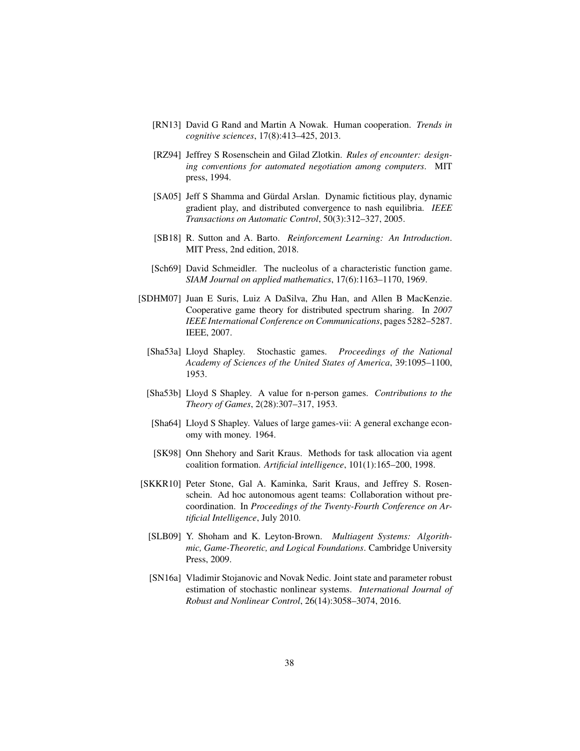[RN13] David G Rand and Martin A Nowak. Human cooperation. *Trends in cognitive sciences*, 17(8):413–425, 2013.

[RZ94] Jeffrey S Rosenschein and Gilad Zlotkin. *Rules of encounter: designing conventions for automated negotiation among computers*. MIT press, 1994.

[SA05] Jeff S Shamma and Gürdal Arslan. Dynamic fictitious play, dynamic gradient play, and distributed convergence to nash equilibria. *IEEE Transactions on Automatic Control*, 50(3):312–327, 2005.

[SB18] R. Sutton and A. Barto. *Reinforcement Learning: An Introduction*. MIT Press, 2nd edition, 2018.

[Sch69] David Schmeidler. The nucleolus of a characteristic function game. *SIAM Journal on applied mathematics*, 17(6):1163–1170, 1969.

[SDHM07] Juan E Suris, Luiz A DaSilva, Zhu Han, and Allen B MacKenzie. Cooperative game theory for distributed spectrum sharing. In *2007 IEEE International Conference on Communications*, pages 5282–5287. IEEE, 2007.

[Sha53a] Lloyd Shapley. Stochastic games. *Proceedings of the National Academy of Sciences of the United States of America*, 39:1095–1100, 1953.

[Sha53b] Lloyd S Shapley. A value for n-person games. *Contributions to the Theory of Games*, 2(28):307–317, 1953.

[Sha64] Lloyd S Shapley. Values of large games-vii: A general exchange economy with money. 1964.

[SK98] Onn Shehory and Sarit Kraus. Methods for task allocation via agent coalition formation. *Artificial intelligence*, 101(1):165–200, 1998.

[SKKR10] Peter Stone, Gal A. Kaminka, Sarit Kraus, and Jeffrey S. Rosenschein. Ad hoc autonomous agent teams: Collaboration without precoordination. In *Proceedings of the Twenty-Fourth Conference on Artificial Intelligence*, July 2010.

[SLB09] Y. Shoham and K. Leyton-Brown. *Multiagent Systems: Algorithmic, Game-Theoretic, and Logical Foundations*. Cambridge University Press, 2009.

[SN16a] Vladimir Stojanovic and Novak Nedic. Joint state and parameter robust estimation of stochastic nonlinear systems. *International Journal of Robust and Nonlinear Control*, 26(14):3058–3074, 2016.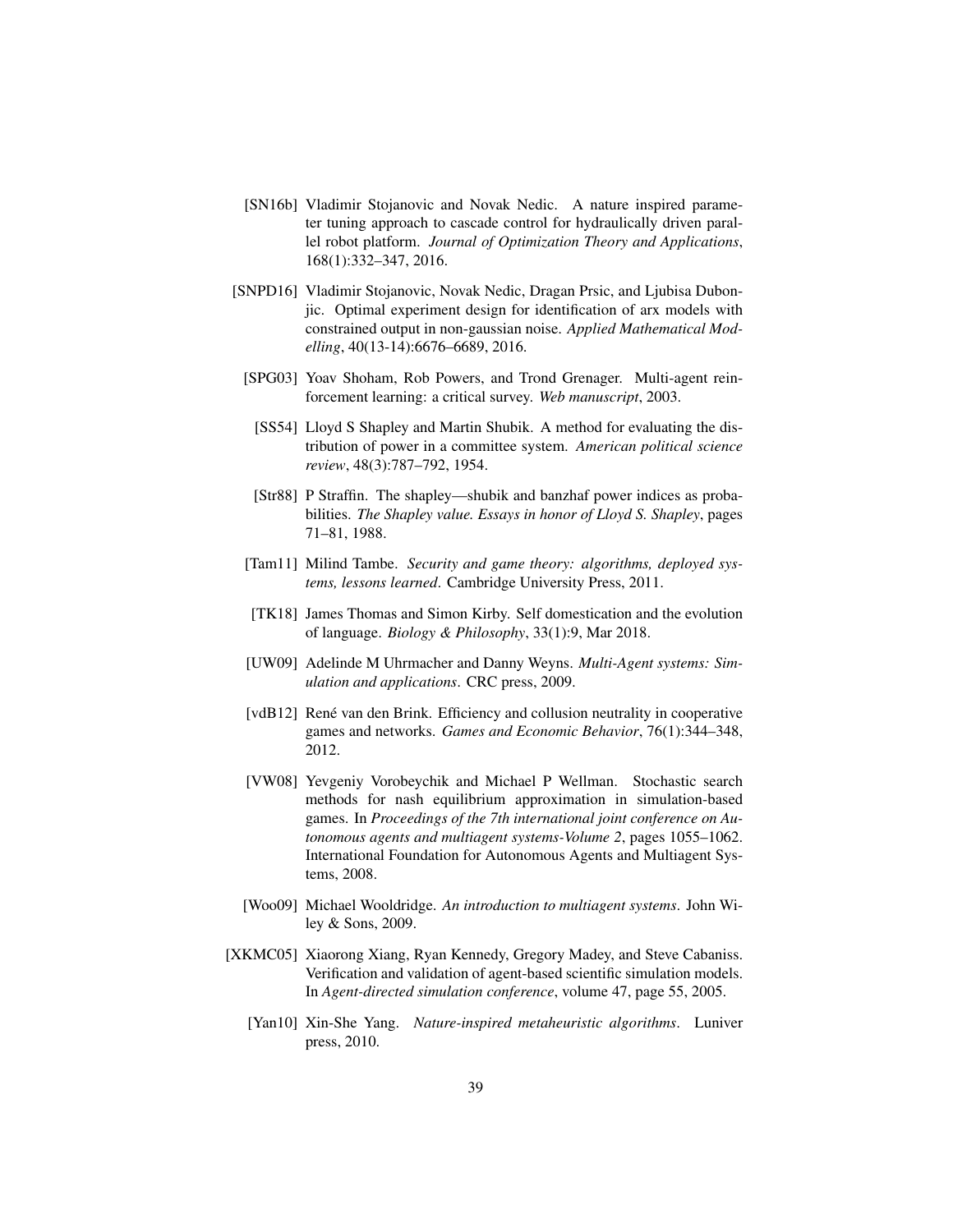[SN16b] Vladimir Stojanovic and Novak Nedic. A nature inspired parameter tuning approach to cascade control for hydraulically driven parallel robot platform. *Journal of Optimization Theory and Applications*, 168(1):332–347, 2016.

[SNPD16] Vladimir Stojanovic, Novak Nedic, Dragan Prsic, and Ljubisa Dubonjic. Optimal experiment design for identification of arx models with constrained output in non-gaussian noise. *Applied Mathematical Modelling*, 40(13-14):6676–6689, 2016.

[SPG03] Yoav Shoham, Rob Powers, and Trond Grenager. Multi-agent reinforcement learning: a critical survey. *Web manuscript*, 2003.

[SS54] Lloyd S Shapley and Martin Shubik. A method for evaluating the distribution of power in a committee system. *American political science review*, 48(3):787–792, 1954.

[Str88] P Straffin. The shapley—shubik and banzhaf power indices as probabilities. *The Shapley value. Essays in honor of Lloyd S. Shapley*, pages 71–81, 1988.

[Tam11] Milind Tambe. *Security and game theory: algorithms, deployed systems, lessons learned*. Cambridge University Press, 2011.

[TK18] James Thomas and Simon Kirby. Self domestication and the evolution of language. *Biology & Philosophy*, 33(1):9, Mar 2018.

[UW09] Adelinde M Uhrmacher and Danny Weyns. *Multi-Agent systems: Simulation and applications*. CRC press, 2009.

[vdB12] René van den Brink. Efficiency and collusion neutrality in cooperative games and networks. *Games and Economic Behavior*, 76(1):344–348, 2012.

[VW08] Yevgeniy Vorobeychik and Michael P Wellman. Stochastic search methods for nash equilibrium approximation in simulation-based games. In *Proceedings of the 7th international joint conference on Autonomous agents and multiagent systems-Volume 2*, pages 1055–1062. International Foundation for Autonomous Agents and Multiagent Systems, 2008.

[Woo09] Michael Wooldridge. *An introduction to multiagent systems*. John Wiley & Sons, 2009.

[XKMC05] Xiaorong Xiang, Ryan Kennedy, Gregory Madey, and Steve Cabaniss. Verification and validation of agent-based scientific simulation models. In *Agent-directed simulation conference*, volume 47, page 55, 2005.

[Yan10] Xin-She Yang. *Nature-inspired metaheuristic algorithms*. Luniver press, 2010.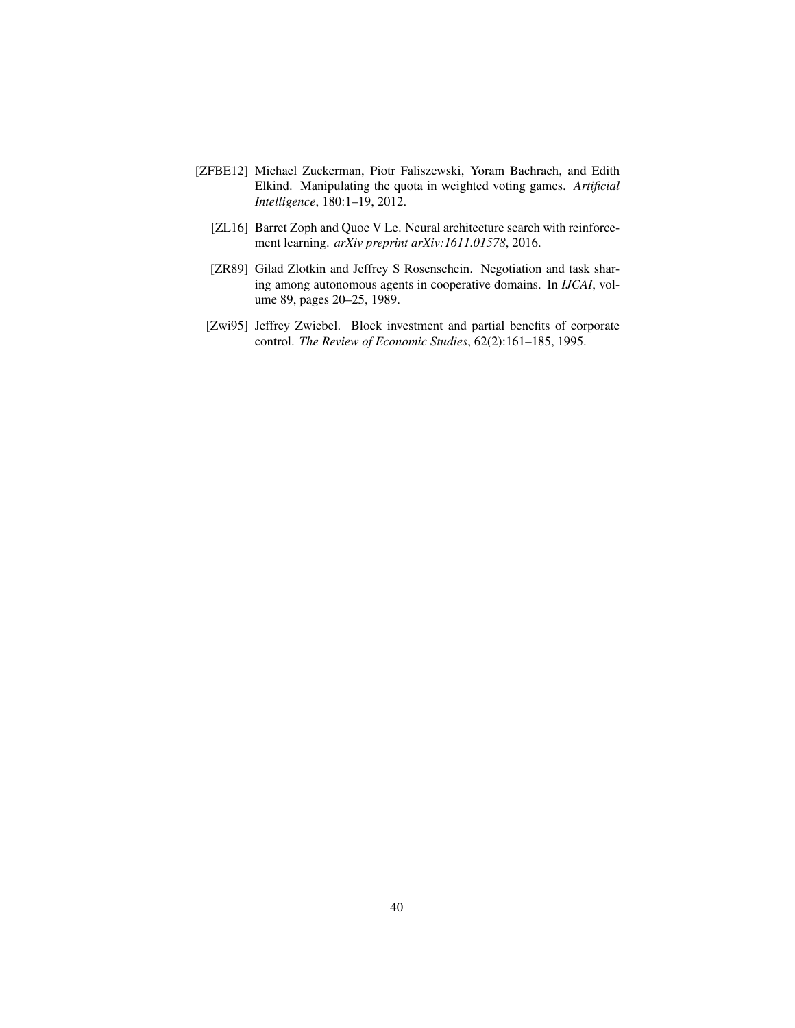[ZFBE12] Michael Zuckerman, Piotr Faliszewski, Yoram Bachrach, and Edith Elkind. Manipulating the quota in weighted voting games. *Artificial Intelligence*, 180:1–19, 2012.

[ZL16] Barret Zoph and Quoc V Le. Neural architecture search with reinforcement learning. *arXiv preprint arXiv:1611.01578*, 2016.

[ZR89] Gilad Zlotkin and Jeffrey S Rosenschein. Negotiation and task sharing among autonomous agents in cooperative domains. In *IJCAI*, volume 89, pages 20–25, 1989.

[Zwi95] Jeffrey Zwiebel. Block investment and partial benefits of corporate control. *The Review of Economic Studies*, 62(2):161–185, 1995.